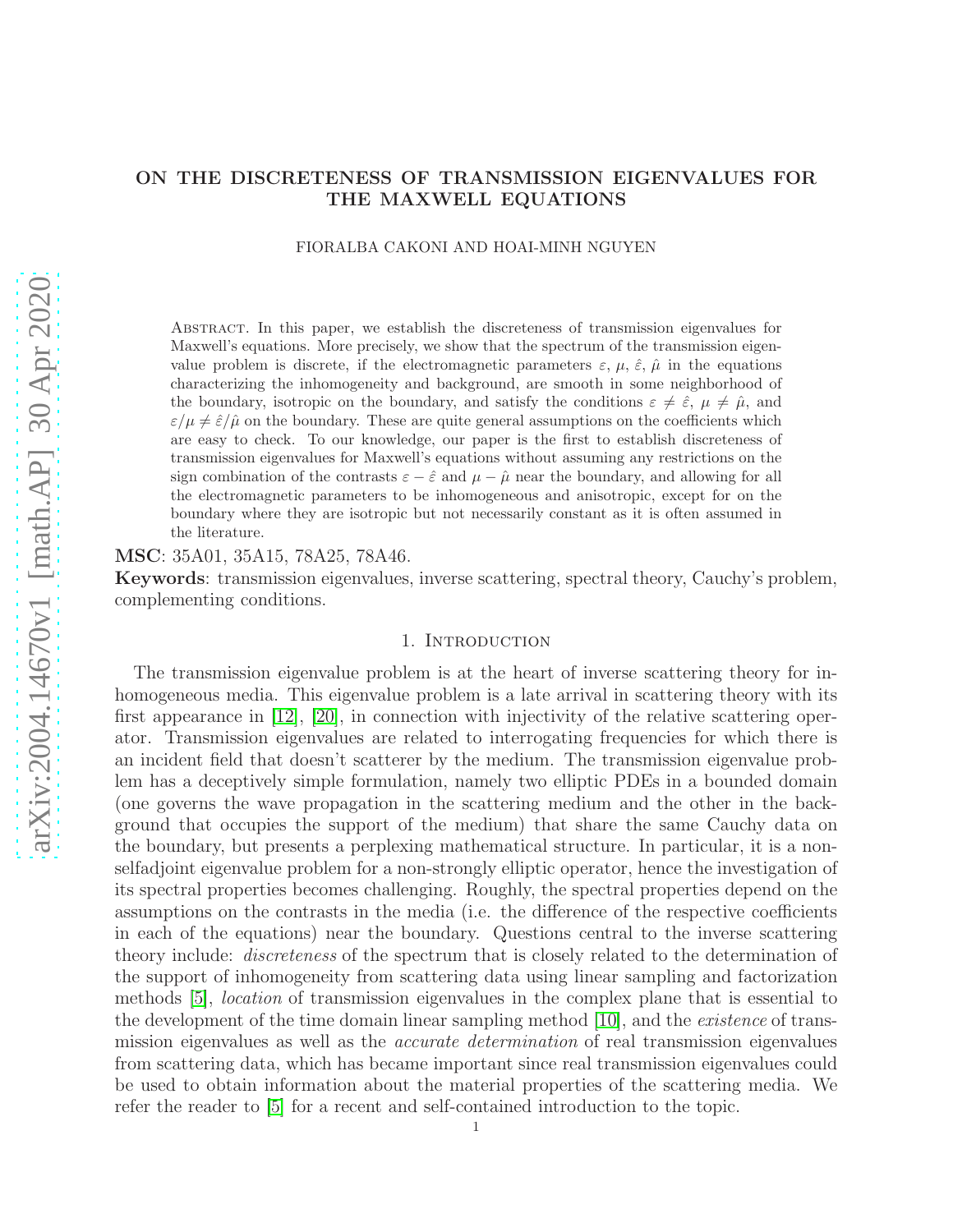# ON THE DISCRETENESS OF TRANSMISSION EIGENVALUES FOR THE MAXWELL EQUATIONS

FIORALBA CAKONI AND HOAI-MINH NGUYEN

Abstract. In this paper, we establish the discreteness of transmission eigenvalues for Maxwell's equations. More precisely, we show that the spectrum of the transmission eigenvalue problem is discrete, if the electromagnetic parameters $\varepsilon$, $\mu$, $\hat{\varepsilon}$, $\hat{\mu}$ in the equations characterizing the inhomogeneity and background, are smooth in some neighborhood of the boundary, isotropic on the boundary, and satisfy the conditions $\varepsilon \neq \hat{\varepsilon}$, $\mu \neq \hat{\mu}$, and $\varepsilon/\mu \neq \hat{\varepsilon}/\hat{\mu}$ on the boundary. These are quite general assumptions on the coefficients which are easy to check. To our knowledge, our paper is the first to establish discreteness of transmission eigenvalues for Maxwell's equations without assuming any restrictions on the sign combination of the contrasts $\varepsilon - \hat{\varepsilon}$ and $\mu - \hat{\mu}$ near the boundary, and allowing for all the electromagnetic parameters to be inhomogeneous and anisotropic, except for on the boundary where they are isotropic but not necessarily constant as it is often assumed in the literature.

**MSC**: 35A01, 35A15, 78A25, 78A46.

**Keywords**: transmission eigenvalues, inverse scattering, spectral theory, Cauchy's problem, complementing conditions.

## 1. Introduction

The transmission eigenvalue problem is at the heart of inverse scattering theory for inhomogeneous media. This eigenvalue problem is a late arrival in scattering theory with its first appearance in [12], [20], in connection with injectivity of the relative scattering operator. Transmission eigenvalues are related to interrogating frequencies for which there is an incident field that doesn't scatterer by the medium. The transmission eigenvalue problem has a deceptively simple formulation, namely two elliptic PDEs in a bounded domain (one governs the wave propagation in the scattering medium and the other in the background that occupies the support of the medium) that share the same Cauchy data on the boundary, but presents a perplexing mathematical structure. In particular, it is a nonselfadjoint eigenvalue problem for a non-strongly elliptic operator, hence the investigation of its spectral properties becomes challenging. Roughly, the spectral properties depend on the assumptions on the contrasts in the media (i.e. the difference of the respective coefficients in each of the equations) near the boundary. Questions central to the inverse scattering theory include: *discreteness* of the spectrum that is closely related to the determination of the support of inhomogeneity from scattering data using linear sampling and factorization methods [5], *location* of transmission eigenvalues in the complex plane that is essential to the development of the time domain linear sampling method [10], and the *existence* of transmission eigenvalues as well as the *accurate determination* of real transmission eigenvalues from scattering data, which has became important since real transmission eigenvalues could be used to obtain information about the material properties of the scattering media. We refer the reader to [5] for a recent and self-contained introduction to the topic.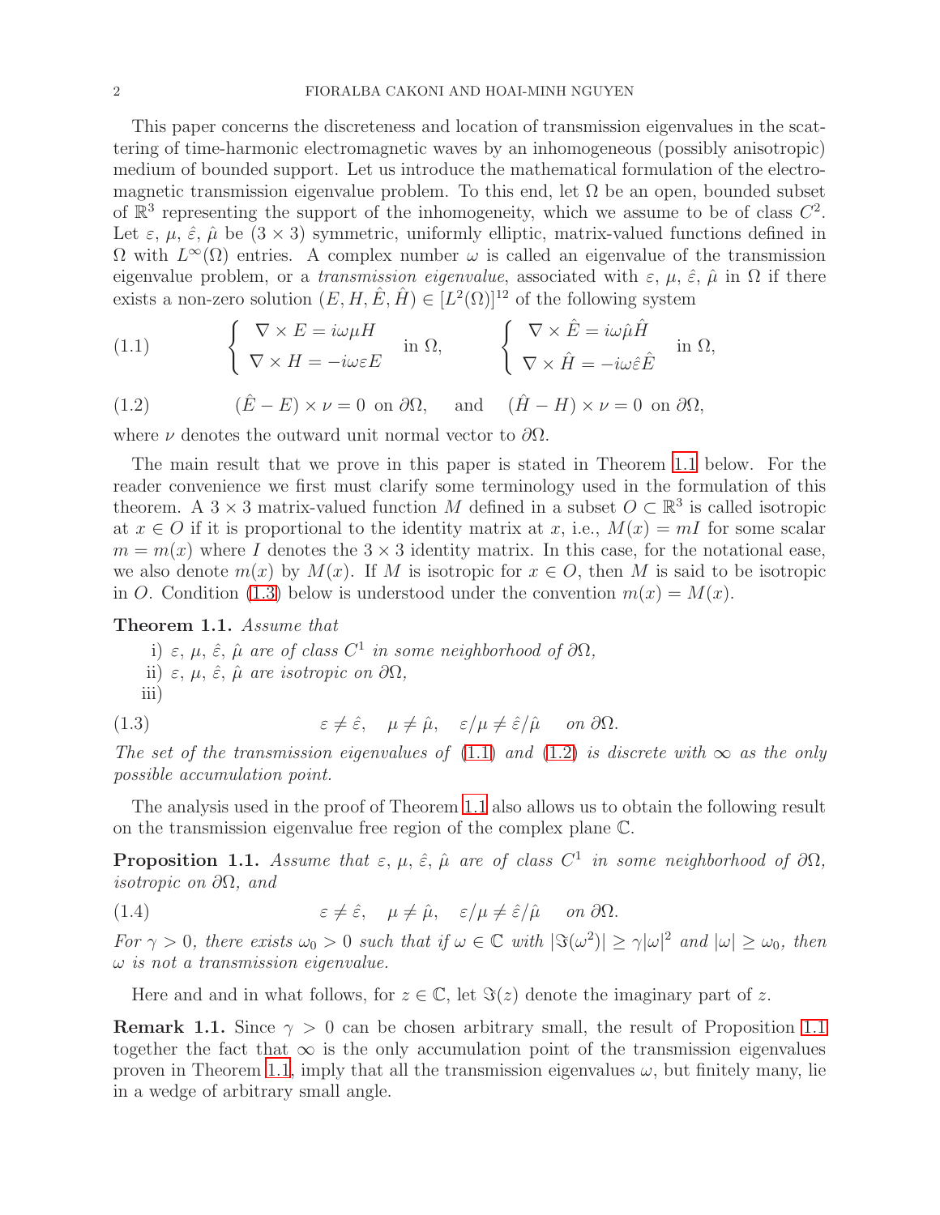This paper concerns the discreteness and location of transmission eigenvalues in the scattering of time-harmonic electromagnetic waves by an inhomogeneous (possibly anisotropic) medium of bounded support. Let us introduce the mathematical formulation of the electromagnetic transmission eigenvalue problem. To this end, let $\Omega$ be an open, bounded subset of $\mathbb{R}^3$ representing the support of the inhomogeneity, which we assume to be of class $C^2$. Let $\varepsilon$, $\mu$, $\hat{\varepsilon}$, $\hat{\mu}$ be $(3 \times 3)$ symmetric, uniformly elliptic, matrix-valued functions defined in $\Omega$ with $L^\infty(\Omega)$ entries. A complex number $\omega$ is called an eigenvalue of the transmission eigenvalue problem, or a *transmission eigenvalue*, associated with $\varepsilon$, $\mu$, $\hat{\varepsilon}$, $\hat{\mu}$ in $\Omega$ if there exists a non-zero solution $(E, H, \hat{E}, \hat{H}) \in [L^2(\Omega)]^{12}$ of the following system

$$
\left\{ \begin{array}{l} \nabla \times E = i\omega\mu H \\ \nabla \times H = -i\omega\varepsilon E \end{array} \right. \text{ in } \Omega, \qquad \left\{ \begin{array}{l} \nabla \times \hat{E} = i\omega\hat{\mu}\hat{H} \\ \nabla \times \hat{H} = -i\omega\hat{\varepsilon}\hat{E} \end{array} \right. \text{ in } \Omega, \tag{1.1}
$$

$$
(\hat{E} - E) \times \nu = 0 \text{ on } \partial\Omega, \quad \text{ and } \quad (\hat{H} - H) \times \nu = 0 \text{ on } \partial\Omega, \tag{1.2}
$$

where $\nu$ denotes the outward unit normal vector to $\partial\Omega$.

The main result that we prove in this paper is stated in Theorem 1.1 below. For the reader convenience we first must clarify some terminology used in the formulation of this theorem. A $3 \times 3$ matrix-valued function $M$ defined in a subset $O \subset \mathbb{R}^3$ is called isotropic at $x \in O$ if it is proportional to the identity matrix at $x$, i.e., $M(x) = mI$ for some scalar $m = m(x)$ where $I$ denotes the $3 \times 3$ identity matrix. In this case, for the notational ease, we also denote $m(x)$ by $M(x)$. If $M$ is isotropic for $x \in O$, then $M$ is said to be isotropic in $O$. Condition (1.3) below is understood under the convention $m(x) = M(x)$.

**Theorem 1.1.** *Assume that*

i) *$\varepsilon$, $\mu$, $\hat{\varepsilon}$, $\hat{\mu}$ are of class $C^1$ in some neighborhood of $\partial\Omega$,*
ii) *$\varepsilon$, $\mu$, $\hat{\varepsilon}$, $\hat{\mu}$ are isotropic on $\partial\Omega$,*
iii)

$$
\varepsilon \neq \hat{\varepsilon}, \quad \mu \neq \hat{\mu}, \quad \varepsilon/\mu \neq \hat{\varepsilon}/\hat{\mu} \quad \text{ on } \partial\Omega. \tag{1.3}
$$

*The set of the transmission eigenvalues of (1.1) and (1.2) is discrete with $\infty$ as the only possible accumulation point.*

The analysis used in the proof of Theorem 1.1 also allows us to obtain the following result on the transmission eigenvalue free region of the complex plane $\mathbb{C}$.

**Proposition 1.1.** *Assume that $\varepsilon$, $\mu$, $\hat{\varepsilon}$, $\hat{\mu}$ are of class $C^1$ in some neighborhood of $\partial\Omega$, isotropic on $\partial\Omega$, and*

$$
\varepsilon \neq \hat{\varepsilon}, \quad \mu \neq \hat{\mu}, \quad \varepsilon/\mu \neq \hat{\varepsilon}/\hat{\mu} \quad \text{ on } \partial\Omega. \tag{1.4}
$$

*For $\gamma > 0$, there exists $\omega_0 > 0$ such that if $\omega \in \mathbb{C}$ with $|\Im(\omega^2)| \geq \gamma|\omega|^2$ and $|\omega| \geq \omega_0$, then $\omega$ is not a transmission eigenvalue.*

Here and and in what follows, for $z \in \mathbb{C}$, let $\Im(z)$ denote the imaginary part of $z$.

**Remark 1.1.** Since $\gamma > 0$ can be chosen arbitrary small, the result of Proposition 1.1 together the fact that $\infty$ is the only accumulation point of the transmission eigenvalues proven in Theorem 1.1, imply that all the transmission eigenvalues $\omega$, but finitely many, lie in a wedge of arbitrary small angle.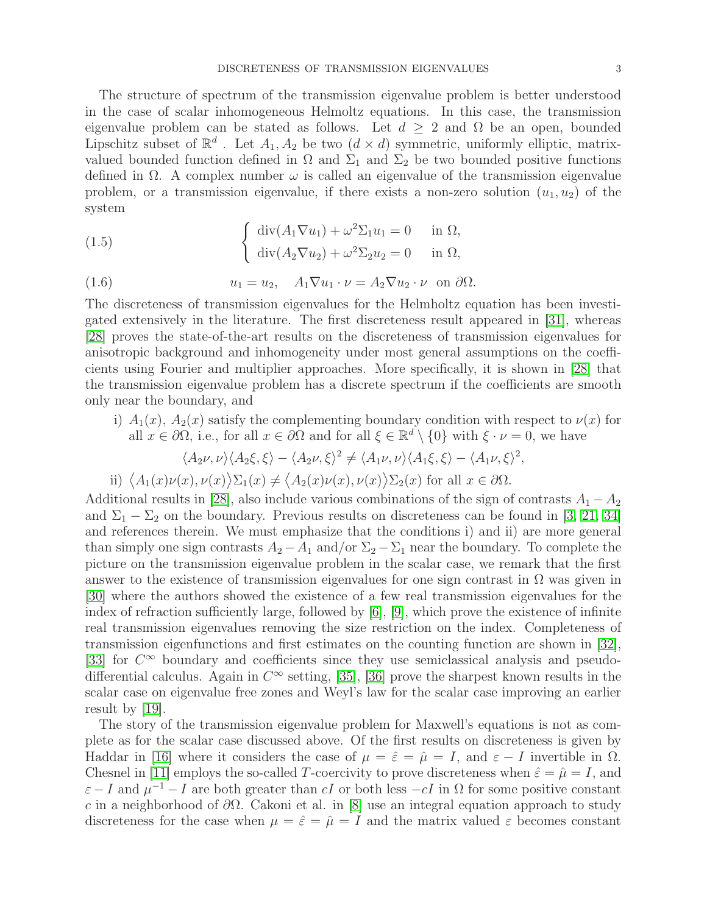The structure of spectrum of the transmission eigenvalue problem is better understood in the case of scalar inhomogeneous Helmoltz equations. In this case, the transmission eigenvalue problem can be stated as follows. Let $d \geq 2$ and $\Omega$ be an open, bounded Lipschitz subset of $\mathbb{R}^d$ . Let $A_1, A_2$ be two $(d \times d)$ symmetric, uniformly elliptic, matrix-valued bounded function defined in $\Omega$ and $\Sigma_1$ and $\Sigma_2$ be two bounded positive functions defined in $\Omega$. A complex number $\omega$ is called an eigenvalue of the transmission eigenvalue problem, or a transmission eigenvalue, if there exists a non-zero solution $(u_1, u_2)$ of the system

$$
\left\{ \begin{array}{ll} \operatorname{div}(A_1 \nabla u_1) + \omega^2 \Sigma_1 u_1 = 0 & \text{in } \Omega, \\ \operatorname{div}(A_2 \nabla u_2) + \omega^2 \Sigma_2 u_2 = 0 & \text{in } \Omega, \end{array} \right. \tag{1.5}
$$

$$
u_1 = u_2, \quad A_1 \nabla u_1 \cdot \nu = A_2 \nabla u_2 \cdot \nu \quad \text{on } \partial\Omega. \tag{1.6}
$$

The discreteness of transmission eigenvalues for the Helmholtz equation has been investigated extensively in the literature. The first discreteness result appeared in [31], whereas [28] proves the state-of-the-art results on the discreteness of transmission eigenvalues for anisotropic background and inhomogeneity under most general assumptions on the coefficients using Fourier and multiplier approaches. More specifically, it is shown in [28] that the transmission eigenvalue problem has a discrete spectrum if the coefficients are smooth only near the boundary, and

i) $A_1(x)$, $A_2(x)$ satisfy the complementing boundary condition with respect to $\nu(x)$ for all $x \in \partial\Omega$, i.e., for all $x \in \partial\Omega$ and for all $\xi \in \mathbb{R}^d \setminus \{0\}$ with $\xi \cdot \nu = 0$, we have

$$
\langle A_2 \nu, \nu \rangle \langle A_2 \xi, \xi \rangle - \langle A_2 \nu, \xi \rangle^2 \neq \langle A_1 \nu, \nu \rangle \langle A_1 \xi, \xi \rangle - \langle A_1 \nu, \xi \rangle^2,
$$

ii) $\big\langle A_1(x)\nu(x), \nu(x) \big\rangle \Sigma_1(x) \neq \big\langle A_2(x)\nu(x), \nu(x) \big\rangle \Sigma_2(x)$ for all $x \in \partial\Omega$.

Additional results in [28], also include various combinations of the sign of contrasts $A_1 - A_2$ and $\Sigma_1 - \Sigma_2$ on the boundary. Previous results on discreteness can be found in [3, 21, 34] and references therein. We must emphasize that the conditions i) and ii) are more general than simply one sign contrasts $A_2 - A_1$ and/or $\Sigma_2 - \Sigma_1$ near the boundary. To complete the picture on the transmission eigenvalue problem in the scalar case, we remark that the first answer to the existence of transmission eigenvalues for one sign contrast in $\Omega$ was given in [30] where the authors showed the existence of a few real transmission eigenvalues for the index of refraction sufficiently large, followed by [6], [9], which prove the existence of infinite real transmission eigenvalues removing the size restriction on the index. Completeness of transmission eigenfunctions and first estimates on the counting function are shown in [32], [33] for $C^\infty$ boundary and coefficients since they use semiclassical analysis and pseudo-differential calculus. Again in $C^\infty$ setting, [35], [36] prove the sharpest known results in the scalar case on eigenvalue free zones and Weyl's law for the scalar case improving an earlier result by [19].

The story of the transmission eigenvalue problem for Maxwell's equations is not as complete as for the scalar case discussed above. Of the first results on discreteness is given by Haddar in [16] where it considers the case of $\mu = \hat{\varepsilon} = \hat{\mu} = I$, and $\varepsilon - I$ invertible in $\Omega$. Chesnel in [11] employs the so-called $T$-coercivity to prove discreteness when $\hat{\varepsilon} = \hat{\mu} = I$, and $\varepsilon - I$ and $\mu^{-1} - I$ are both greater than $cI$ or both less $-cI$ in $\Omega$ for some positive constant $c$ in a neighborhood of $\partial\Omega$. Cakoni et al. in [8] use an integral equation approach to study discreteness for the case when $\mu = \hat{\varepsilon} = \hat{\mu} = I$ and the matrix valued $\varepsilon$ becomes constant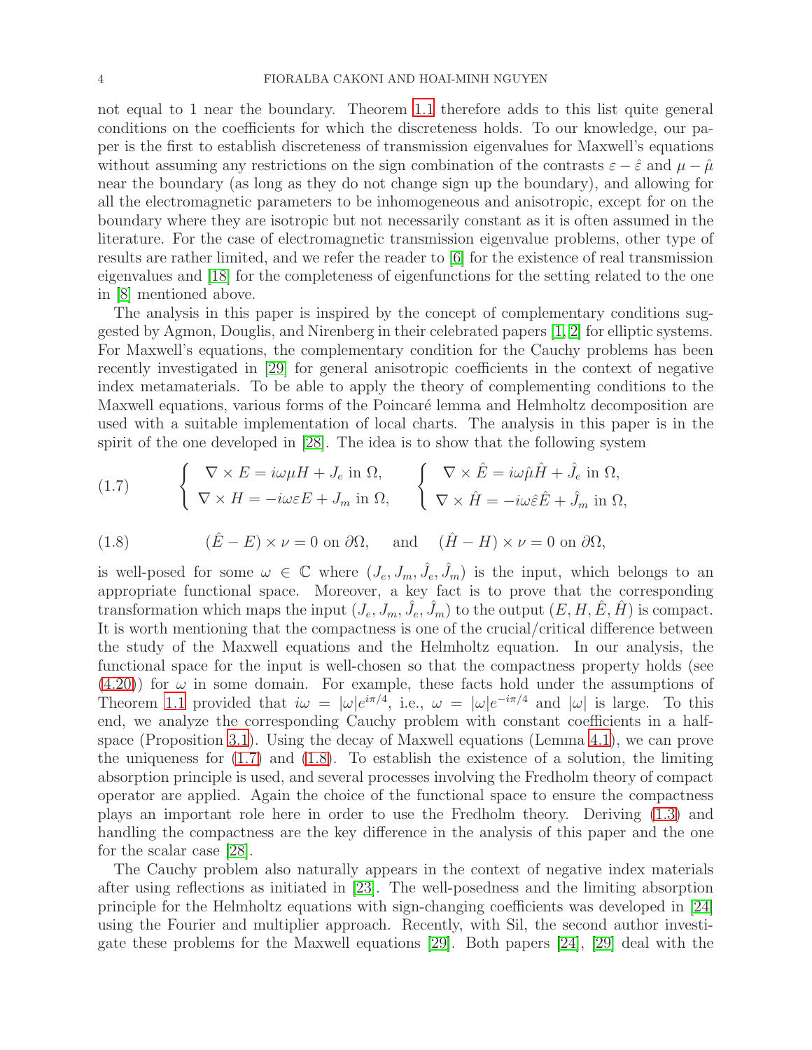not equal to 1 near the boundary. Theorem 1.1 therefore adds to this list quite general conditions on the coefficients for which the discreteness holds. To our knowledge, our paper is the first to establish discreteness of transmission eigenvalues for Maxwell's equations without assuming any restrictions on the sign combination of the contrasts $\varepsilon - \hat{\varepsilon}$ and $\mu - \hat{\mu}$ near the boundary (as long as they do not change sign up the boundary), and allowing for all the electromagnetic parameters to be inhomogeneous and anisotropic, except for on the boundary where they are isotropic but not necessarily constant as it is often assumed in the literature. For the case of electromagnetic transmission eigenvalue problems, other type of results are rather limited, and we refer the reader to [6] for the existence of real transmission eigenvalues and [18] for the completeness of eigenfunctions for the setting related to the one in [8] mentioned above.

The analysis in this paper is inspired by the concept of complementary conditions suggested by Agmon, Douglis, and Nirenberg in their celebrated papers [1, 2] for elliptic systems. For Maxwell's equations, the complementary condition for the Cauchy problems has been recently investigated in [29] for general anisotropic coefficients in the context of negative index metamaterials. To be able to apply the theory of complementing conditions to the Maxwell equations, various forms of the Poincaré lemma and Helmholtz decomposition are used with a suitable implementation of local charts. The analysis in this paper is in the spirit of the one developed in [28]. The idea is to show that the following system

$$
(1.7) \qquad \begin{cases} \nabla \times E = i\omega\mu H + J_e \text{ in } \Omega, \\ \nabla \times H = -i\omega\varepsilon E + J_m \text{ in } \Omega, \end{cases} \qquad \begin{cases} \nabla \times \hat{E} = i\omega\hat{\mu}\hat{H} + \hat{J}_e \text{ in } \Omega, \\ \nabla \times \hat{H} = -i\omega\hat{\varepsilon}\hat{E} + \hat{J}_m \text{ in } \Omega, \end{cases}
$$

$$
(1.8) \qquad (\hat{E} - E) \times \nu = 0 \text{ on } \partial\Omega, \quad \text{ and } \quad (\hat{H} - H) \times \nu = 0 \text{ on } \partial\Omega,
$$

is well-posed for some $\omega \in \mathbb{C}$ where $(J_e, J_m, \hat{J}_e, \hat{J}_m)$ is the input, which belongs to an appropriate functional space. Moreover, a key fact is to prove that the corresponding transformation which maps the input $(J_e, J_m, \hat{J}_e, \hat{J}_m)$ to the output $(E, H, \hat{E}, \hat{H})$ is compact. It is worth mentioning that the compactness is one of the crucial/critical difference between the study of the Maxwell equations and the Helmholtz equation. In our analysis, the functional space for the input is well-chosen so that the compactness property holds (see (4.20)) for $\omega$ in some domain. For example, these facts hold under the assumptions of Theorem 1.1 provided that $i\omega = |\omega|e^{i\pi/4}$, i.e., $\omega = |\omega|e^{-i\pi/4}$ and $|\omega|$ is large. To this end, we analyze the corresponding Cauchy problem with constant coefficients in a half-space (Proposition 3.1). Using the decay of Maxwell equations (Lemma 4.1), we can prove the uniqueness for (1.7) and (1.8). To establish the existence of a solution, the limiting absorption principle is used, and several processes involving the Fredholm theory of compact operator are applied. Again the choice of the functional space to ensure the compactness plays an important role here in order to use the Fredholm theory. Deriving (1.3) and handling the compactness are the key difference in the analysis of this paper and the one for the scalar case [28].

The Cauchy problem also naturally appears in the context of negative index materials after using reflections as initiated in [23]. The well-posedness and the limiting absorption principle for the Helmholtz equations with sign-changing coefficients was developed in [24] using the Fourier and multiplier approach. Recently, with Sil, the second author investigate these problems for the Maxwell equations [29]. Both papers [24], [29] deal with the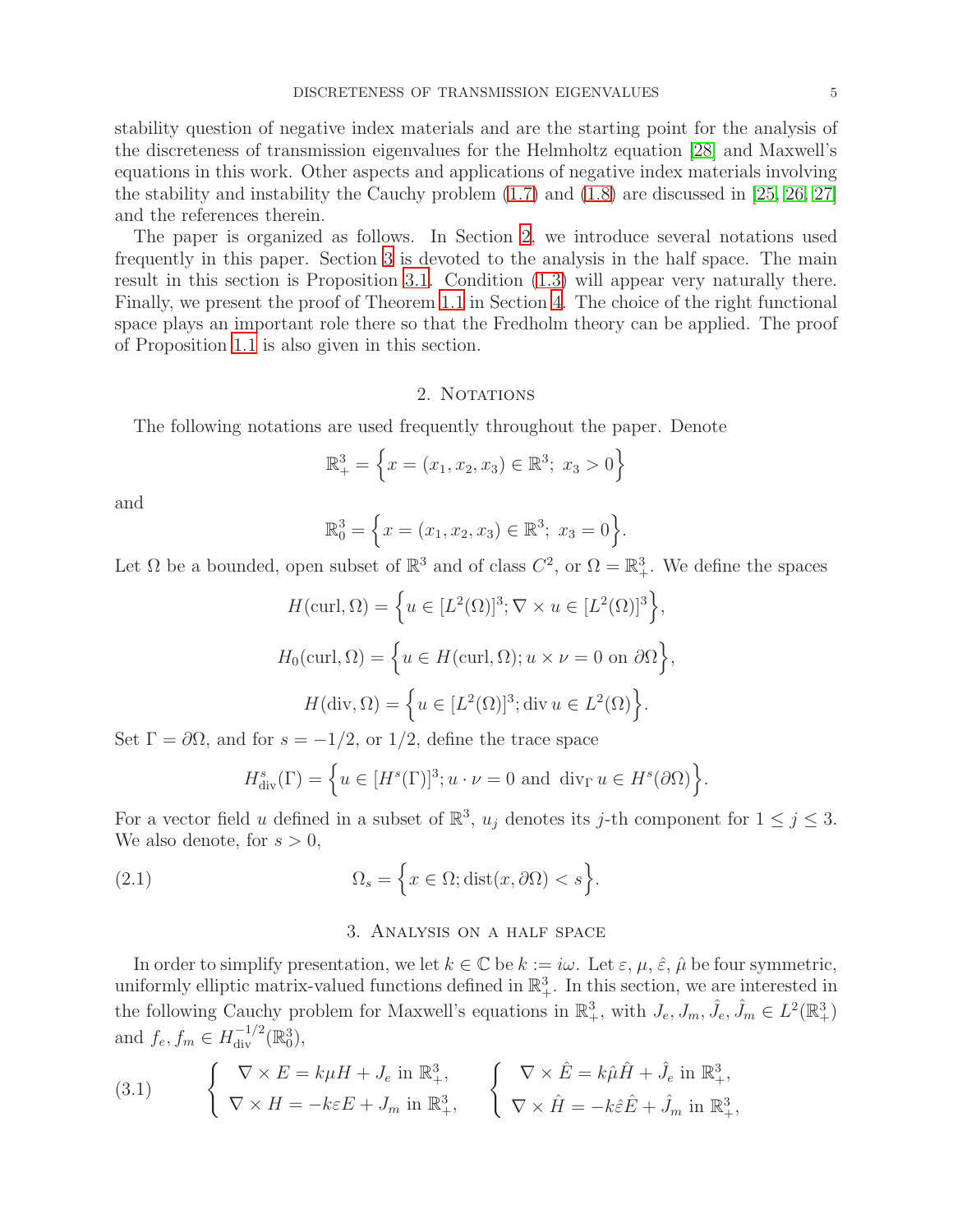stability question of negative index materials and are the starting point for the analysis of the discreteness of transmission eigenvalues for the Helmholtz equation [28] and Maxwell's equations in this work. Other aspects and applications of negative index materials involving the stability and instability the Cauchy problem (1.7) and (1.8) are discussed in [25, 26, 27] and the references therein.

The paper is organized as follows. In Section 2, we introduce several notations used frequently in this paper. Section 3 is devoted to the analysis in the half space. The main result in this section is Proposition 3.1. Condition (1.3) will appear very naturally there. Finally, we present the proof of Theorem 1.1 in Section 4. The choice of the right functional space plays an important role there so that the Fredholm theory can be applied. The proof of Proposition 1.1 is also given in this section.

## 2. Notations

The following notations are used frequently throughout the paper. Denote

$$\mathbb{R}^3_+ = \Big\{ x = (x_1, x_2, x_3) \in \mathbb{R}^3; \; x_3 > 0 \Big\}$$

and

$$\mathbb{R}^3_0 = \Big\{ x = (x_1, x_2, x_3) \in \mathbb{R}^3; \; x_3 = 0 \Big\}.$$

Let $\Omega$ be a bounded, open subset of $\mathbb{R}^3$ and of class $C^2$, or $\Omega = \mathbb{R}^3_+$. We define the spaces

$$H(\mathrm{curl}, \Omega) = \Big\{ u \in [L^2(\Omega)]^3; \nabla \times u \in [L^2(\Omega)]^3 \Big\},$$

$$H_0(\mathrm{curl}, \Omega) = \Big\{ u \in H(\mathrm{curl}, \Omega); u \times \nu = 0 \text{ on } \partial\Omega \Big\},$$

$$H(\mathrm{div}, \Omega) = \Big\{ u \in [L^2(\Omega)]^3; \mathrm{div}\, u \in L^2(\Omega) \Big\}.$$

Set $\Gamma = \partial\Omega$, and for $s = -1/2$, or $1/2$, define the trace space

$$H^s_{\mathrm{div}}(\Gamma) = \Big\{ u \in [H^s(\Gamma)]^3; u \cdot \nu = 0 \text{ and } \mathrm{div}_\Gamma\, u \in H^s(\partial\Omega) \Big\}.$$

For a vector field $u$ defined in a subset of $\mathbb{R}^3$, $u_j$ denotes its $j$-th component for $1 \le j \le 3$. We also denote, for $s > 0$,

$$\Omega_s = \Big\{ x \in \Omega; \mathrm{dist}(x, \partial\Omega) < s \Big\}. \tag{2.1}$$

## 3. Analysis on a half space

In order to simplify presentation, we let $k \in \mathbb{C}$ be $k := i\omega$. Let $\varepsilon$, $\mu$, $\hat{\varepsilon}$, $\hat{\mu}$ be four symmetric, uniformly elliptic matrix-valued functions defined in $\mathbb{R}^3_+$. In this section, we are interested in the following Cauchy problem for Maxwell's equations in $\mathbb{R}^3_+$, with $J_e, J_m, \hat{J}_e, \hat{J}_m \in L^2(\mathbb{R}^3_+)$ and $f_e, f_m \in H^{-1/2}_{\mathrm{div}}(\mathbb{R}^3_0)$,

$$\begin{cases} \nabla \times E = k\mu H + J_e \text{ in } \mathbb{R}^3_+, \\ \nabla \times H = -k\varepsilon E + J_m \text{ in } \mathbb{R}^3_+, \end{cases} \qquad \begin{cases} \nabla \times \hat{E} = k\hat{\mu}\hat{H} + \hat{J}_e \text{ in } \mathbb{R}^3_+, \\ \nabla \times \hat{H} = -k\hat{\varepsilon}\hat{E} + \hat{J}_m \text{ in } \mathbb{R}^3_+, \end{cases} \tag{3.1}$$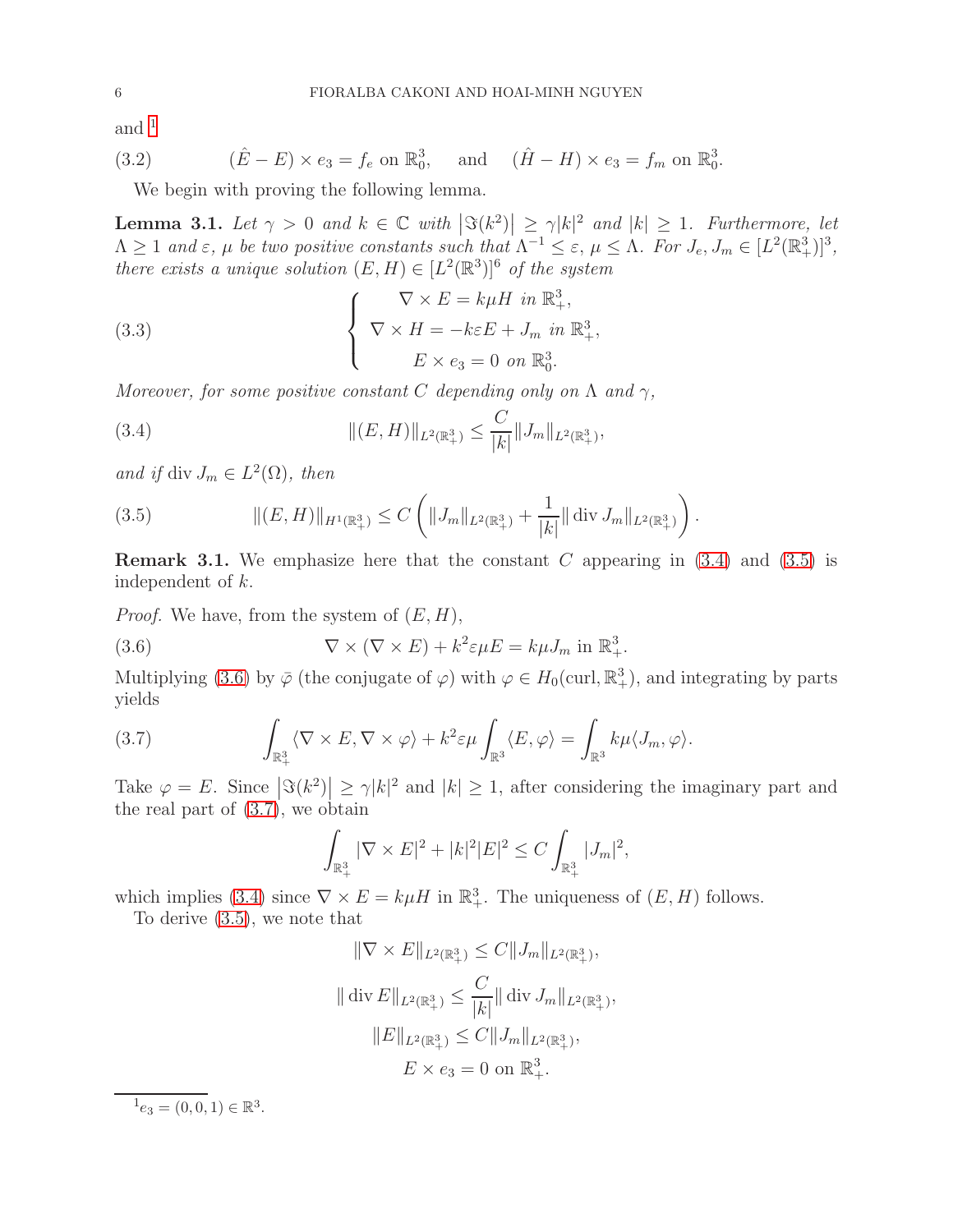and [1]

$$(\hat{E} - E) \times e_3 = f_e \text{ on } \mathbb{R}^3_0, \quad \text{ and } \quad (\hat{H} - H) \times e_3 = f_m \text{ on } \mathbb{R}^3_0. \tag{3.2}$$

We begin with proving the following lemma.

**Lemma 3.1.** *Let $\gamma > 0$ and $k \in \mathbb{C}$ with $|\Im(k^2)| \ge \gamma |k|^2$ and $|k| \ge 1$. Furthermore, let $\Lambda \ge 1$ and $\varepsilon$, $\mu$ be two positive constants such that $\Lambda^{-1} \le \varepsilon, \mu \le \Lambda$. For $J_e, J_m \in [L^2(\mathbb{R}^3_+)]^3$, there exists a unique solution $(E, H) \in [L^2(\mathbb{R}^3)]^6$ of the system*

$$\left\{ \begin{array}{c} \nabla \times E = k\mu H \text{ in } \mathbb{R}^3_+, \\ \nabla \times H = -k\varepsilon E + J_m \text{ in } \mathbb{R}^3_+, \\ E \times e_3 = 0 \text{ on } \mathbb{R}^3_0. \end{array} \right. \tag{3.3}$$

*Moreover, for some positive constant $C$ depending only on $\Lambda$ and $\gamma$,*

$$\|(E, H)\|_{L^2(\mathbb{R}^3_+)} \le \frac{C}{|k|} \|J_m\|_{L^2(\mathbb{R}^3_+)}, \tag{3.4}$$

*and if* $\operatorname{div} J_m \in L^2(\Omega)$, *then*

$$\|(E, H)\|_{H^1(\mathbb{R}^3_+)} \le C \left( \|J_m\|_{L^2(\mathbb{R}^3_+)} + \frac{1}{|k|} \|\operatorname{div} J_m\|_{L^2(\mathbb{R}^3_+)} \right). \tag{3.5}$$

**Remark 3.1.** We emphasize here that the constant $C$ appearing in (3.4) and (3.5) is independent of $k$.

*Proof.* We have, from the system of $(E, H)$,

$$\nabla \times (\nabla \times E) + k^2 \varepsilon \mu E = k\mu J_m \text{ in } \mathbb{R}^3_+. \tag{3.6}$$

Multiplying (3.6) by $\bar{\varphi}$ (the conjugate of $\varphi$) with $\varphi \in H_0(\operatorname{curl}, \mathbb{R}^3_+)$, and integrating by parts yields

$$\int_{\mathbb{R}^3_+} \langle \nabla \times E, \nabla \times \varphi \rangle + k^2 \varepsilon \mu \int_{\mathbb{R}^3} \langle E, \varphi \rangle = \int_{\mathbb{R}^3} k\mu \langle J_m, \varphi \rangle. \tag{3.7}$$

Take $\varphi = E$. Since $|\Im(k^2)| \ge \gamma |k|^2$ and $|k| \ge 1$, after considering the imaginary part and the real part of (3.7), we obtain

$$\int_{\mathbb{R}^3_+} |\nabla \times E|^2 + |k|^2 |E|^2 \le C \int_{\mathbb{R}^3_+} |J_m|^2,$$

which implies (3.4) since $\nabla \times E = k\mu H$ in $\mathbb{R}^3_+$. The uniqueness of $(E, H)$ follows.

To derive (3.5), we note that

$$\|\nabla \times E\|_{L^2(\mathbb{R}^3_+)} \le C \|J_m\|_{L^2(\mathbb{R}^3_+)},$$

$$\|\operatorname{div} E\|_{L^2(\mathbb{R}^3_+)} \le \frac{C}{|k|} \|\operatorname{div} J_m\|_{L^2(\mathbb{R}^3_+)},$$

$$\|E\|_{L^2(\mathbb{R}^3_+)} \le C \|J_m\|_{L^2(\mathbb{R}^3_+)},$$

$$E \times e_3 = 0 \text{ on } \mathbb{R}^3_+.$$

[1] $e_3 = (0, 0, 1) \in \mathbb{R}^3$.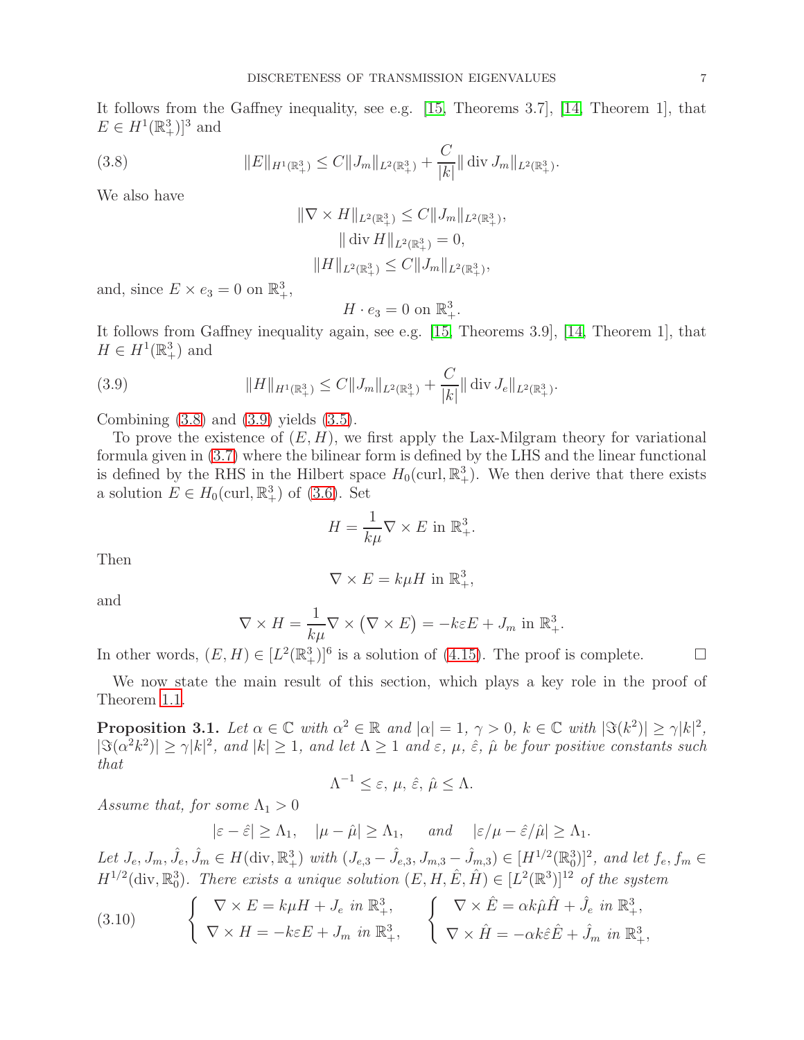It follows from the Gaffney inequality, see e.g. [15, Theorems 3.7], [14, Theorem 1], that $E \in H^1(\mathbb{R}^3_+)]^3$ and

$$\|E\|_{H^1(\mathbb{R}^3_+)} \le C\|J_m\|_{L^2(\mathbb{R}^3_+)} + \frac{C}{|k|}\|\operatorname{div} J_m\|_{L^2(\mathbb{R}^3_+)}. \tag{3.8}$$

We also have

$$\|\nabla \times H\|_{L^2(\mathbb{R}^3_+)} \le C\|J_m\|_{L^2(\mathbb{R}^3_+)},$$
$$\|\operatorname{div} H\|_{L^2(\mathbb{R}^3_+)} = 0,$$
$$\|H\|_{L^2(\mathbb{R}^3_+)} \le C\|J_m\|_{L^2(\mathbb{R}^3_+)},$$

and, since $E \times e_3 = 0$ on $\mathbb{R}^3_+$,

$$H \cdot e_3 = 0 \text{ on } \mathbb{R}^3_+.$$

It follows from Gaffney inequality again, see e.g. [15, Theorems 3.9], [14, Theorem 1], that $H \in H^1(\mathbb{R}^3_+)$ and

$$\|H\|_{H^1(\mathbb{R}^3_+)} \le C\|J_m\|_{L^2(\mathbb{R}^3_+)} + \frac{C}{|k|}\|\operatorname{div} J_e\|_{L^2(\mathbb{R}^3_+)}. \tag{3.9}$$

Combining (3.8) and (3.9) yields (3.5).

To prove the existence of $(E, H)$, we first apply the Lax-Milgram theory for variational formula given in (3.7) where the bilinear form is defined by the LHS and the linear functional is defined by the RHS in the Hilbert space $H_0(\operatorname{curl}, \mathbb{R}^3_+)$. We then derive that there exists a solution $E \in H_0(\operatorname{curl}, \mathbb{R}^3_+)$ of (3.6). Set

$$H = \frac{1}{k\mu}\nabla \times E \text{ in } \mathbb{R}^3_+.$$

Then

$$\nabla \times E = k\mu H \text{ in } \mathbb{R}^3_+,$$

and

$$\nabla \times H = \frac{1}{k\mu}\nabla \times \big(\nabla \times E\big) = -k\varepsilon E + J_m \text{ in } \mathbb{R}^3_+.$$

In other words, $(E, H) \in [L^2(\mathbb{R}^3_+)]^6$ is a solution of (4.15). The proof is complete. $\square$

We now state the main result of this section, which plays a key role in the proof of Theorem 1.1.

**Proposition 3.1.** *Let $\alpha \in \mathbb{C}$ with $\alpha^2 \in \mathbb{R}$ and $|\alpha| = 1$, $\gamma > 0$, $k \in \mathbb{C}$ with $|\Im(k^2)| \ge \gamma|k|^2$, $|\Im(\alpha^2 k^2)| \ge \gamma|k|^2$, and $|k| \ge 1$, and let $\Lambda \ge 1$ and $\varepsilon$, $\mu$, $\hat{\varepsilon}$, $\hat{\mu}$ be four positive constants such that*

$$\Lambda^{-1} \le \varepsilon,\ \mu,\ \hat{\varepsilon},\ \hat{\mu} \le \Lambda.$$

*Assume that, for some $\Lambda_1 > 0$*

$$|\varepsilon - \hat{\varepsilon}| \ge \Lambda_1, \quad |\mu - \hat{\mu}| \ge \Lambda_1, \quad \text{and} \quad |\varepsilon/\mu - \hat{\varepsilon}/\hat{\mu}| \ge \Lambda_1.$$

*Let $J_e, J_m, \hat{J}_e, \hat{J}_m \in H(\operatorname{div}, \mathbb{R}^3_+)$ with $(J_{e,3} - \hat{J}_{e,3}, J_{m,3} - \hat{J}_{m,3}) \in [H^{1/2}(\mathbb{R}^3_0)]^2$, and let $f_e, f_m \in H^{1/2}(\operatorname{div}, \mathbb{R}^3_0)$. There exists a unique solution $(E, H, \hat{E}, \hat{H}) \in [L^2(\mathbb{R}^3)]^{12}$ of the system*

$$\left\{ \begin{array}{l} \nabla \times E = k\mu H + J_e \text{ in } \mathbb{R}^3_+, \\ \nabla \times H = -k\varepsilon E + J_m \text{ in } \mathbb{R}^3_+, \end{array} \right. \qquad \left\{ \begin{array}{l} \nabla \times \hat{E} = \alpha k\hat{\mu}\hat{H} + \hat{J}_e \text{ in } \mathbb{R}^3_+, \\ \nabla \times \hat{H} = -\alpha k\hat{\varepsilon}\hat{E} + \hat{J}_m \text{ in } \mathbb{R}^3_+, \end{array} \right. \tag{3.10}$$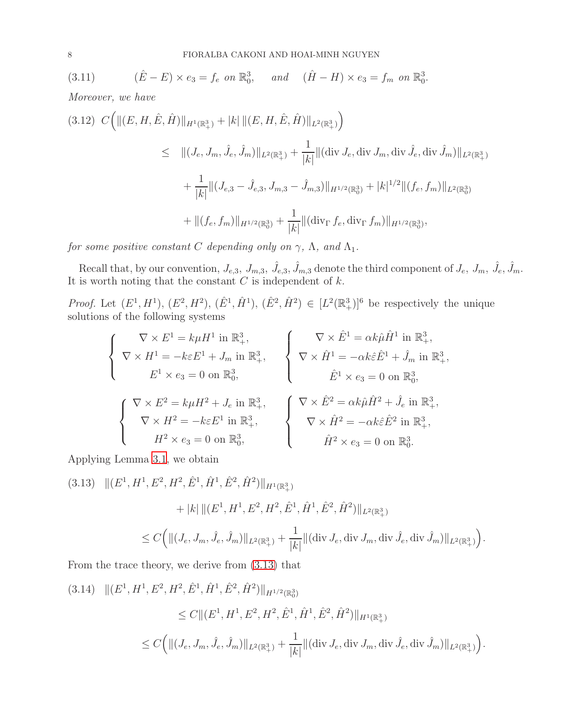$$(3.11) \qquad (\hat{E} - E) \times e_3 = f_e \text{ on } \mathbb{R}^3_0, \quad \text{ and } \quad (\hat{H} - H) \times e_3 = f_m \text{ on } \mathbb{R}^3_0.$$

*Moreover, we have*

$$(3.12) \quad C\Big( \|(E, H, \hat{E}, \hat{H})\|_{H^1(\mathbb{R}^3_+)} + |k| \, \|(E, H, \hat{E}, \hat{H})\|_{L^2(\mathbb{R}^3_+)} \Big)$$
$$\leq \|(J_e, J_m, \hat{J}_e, \hat{J}_m)\|_{L^2(\mathbb{R}^3_+)} + \frac{1}{|k|} \|(\operatorname{div} J_e, \operatorname{div} J_m, \operatorname{div} \hat{J}_e, \operatorname{div} \hat{J}_m)\|_{L^2(\mathbb{R}^3_+)}$$
$$+ \frac{1}{|k|} \|(J_{e,3} - \hat{J}_{e,3}, J_{m,3} - \hat{J}_{m,3})\|_{H^{1/2}(\mathbb{R}^3_0)} + |k|^{1/2} \|(f_e, f_m)\|_{L^2(\mathbb{R}^3_0)}$$
$$+ \|(f_e, f_m)\|_{H^{1/2}(\mathbb{R}^3_0)} + \frac{1}{|k|} \|(\operatorname{div}_\Gamma f_e, \operatorname{div}_\Gamma f_m)\|_{H^{1/2}(\mathbb{R}^3_0)},$$

*for some positive constant $C$ depending only on $\gamma$, $\Lambda$, and $\Lambda_1$.*

Recall that, by our convention, $J_{e,3}, \ J_{m,3}, \ \hat{J}_{e,3}, \hat{J}_{m,3}$ denote the third component of $J_e, \ J_m, \ \hat{J}_e, \hat{J}_m$. It is worth noting that the constant $C$ is independent of $k$.

*Proof.* Let $(E^1, H^1)$, $(E^2, H^2)$, $(\hat{E}^1, \hat{H}^1)$, $(\hat{E}^2, \hat{H}^2) \in [L^2(\mathbb{R}^3_+)]^6$ be respectively the unique solutions of the following systems

$$\begin{cases} \nabla \times E^1 = k\mu H^1 \text{ in } \mathbb{R}^3_+, \\ \nabla \times H^1 = -k\varepsilon E^1 + J_m \text{ in } \mathbb{R}^3_+, \\ E^1 \times e_3 = 0 \text{ on } \mathbb{R}^3_0, \end{cases} \qquad \begin{cases} \nabla \times \hat{E}^1 = \alpha k \hat{\mu} \hat{H}^1 \text{ in } \mathbb{R}^3_+, \\ \nabla \times \hat{H}^1 = -\alpha k \hat{\varepsilon} \hat{E}^1 + \hat{J}_m \text{ in } \mathbb{R}^3_+, \\ \hat{E}^1 \times e_3 = 0 \text{ on } \mathbb{R}^3_0, \end{cases}$$

$$\begin{cases} \nabla \times E^2 = k\mu H^2 + J_e \text{ in } \mathbb{R}^3_+, \\ \nabla \times H^2 = -k\varepsilon E^1 \text{ in } \mathbb{R}^3_+, \\ H^2 \times e_3 = 0 \text{ on } \mathbb{R}^3_0, \end{cases} \qquad \begin{cases} \nabla \times \hat{E}^2 = \alpha k \hat{\mu} \hat{H}^2 + \hat{J}_e \text{ in } \mathbb{R}^3_+, \\ \nabla \times \hat{H}^2 = -\alpha k \hat{\varepsilon} \hat{E}^2 \text{ in } \mathbb{R}^3_+, \\ \hat{H}^2 \times e_3 = 0 \text{ on } \mathbb{R}^3_0. \end{cases}$$

Applying Lemma 3.1, we obtain

$$(3.13) \quad \|(E^1, H^1, E^2, H^2, \hat{E}^1, \hat{H}^1, \hat{E}^2, \hat{H}^2)\|_{H^1(\mathbb{R}^3_+)}$$
$$+ |k| \, \|(E^1, H^1, E^2, H^2, \hat{E}^1, \hat{H}^1, \hat{E}^2, \hat{H}^2)\|_{L^2(\mathbb{R}^3_+)}$$
$$\leq C\Big( \|(J_e, J_m, \hat{J}_e, \hat{J}_m)\|_{L^2(\mathbb{R}^3_+)} + \frac{1}{|k|} \|(\operatorname{div} J_e, \operatorname{div} J_m, \operatorname{div} \hat{J}_e, \operatorname{div} \hat{J}_m)\|_{L^2(\mathbb{R}^3_+)} \Big).$$

From the trace theory, we derive from (3.13) that

$$(3.14) \quad \|(E^1, H^1, E^2, H^2, \hat{E}^1, \hat{H}^1, \hat{E}^2, \hat{H}^2)\|_{H^{1/2}(\mathbb{R}^3_0)}$$
$$\leq C \|(E^1, H^1, E^2, H^2, \hat{E}^1, \hat{H}^1, \hat{E}^2, \hat{H}^2)\|_{H^1(\mathbb{R}^3_+)}$$
$$\leq C\Big( \|(J_e, J_m, \hat{J}_e, \hat{J}_m)\|_{L^2(\mathbb{R}^3_+)} + \frac{1}{|k|} \|(\operatorname{div} J_e, \operatorname{div} J_m, \operatorname{div} \hat{J}_e, \operatorname{div} \hat{J}_m)\|_{L^2(\mathbb{R}^3_+)} \Big).$$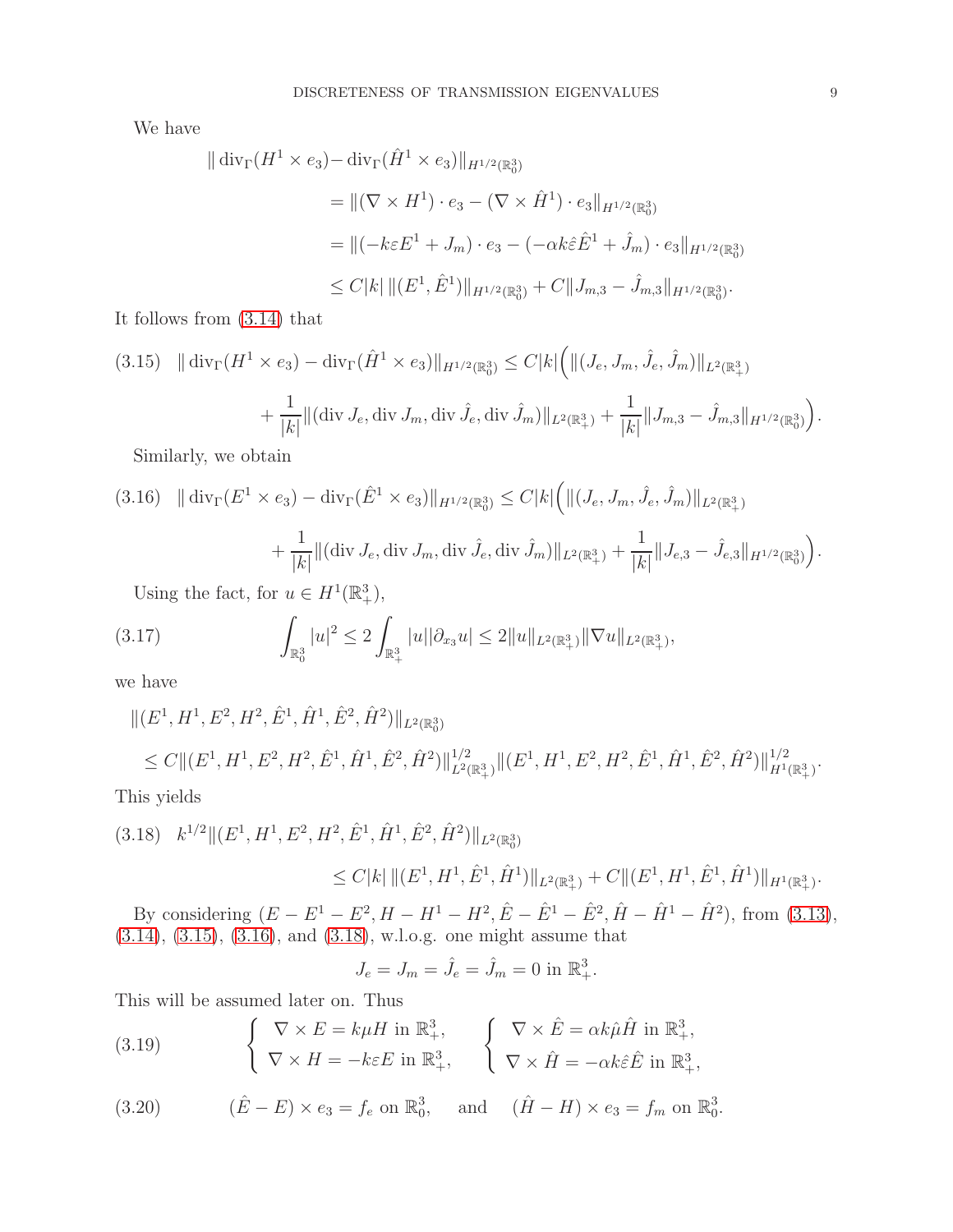We have

$$
\begin{aligned}
\| \operatorname{div}_\Gamma(H^1 \times e_3) - & \operatorname{div}_\Gamma(\hat{H}^1 \times e_3)\|_{H^{1/2}(\mathbb{R}^3_0)} \\
&= \|(\nabla \times H^1) \cdot e_3 - (\nabla \times \hat{H}^1) \cdot e_3\|_{H^{1/2}(\mathbb{R}^3_0)} \\
&= \|(-k\varepsilon E^1 + J_m) \cdot e_3 - (-\alpha k \hat{\varepsilon} \hat{E}^1 + \hat{J}_m) \cdot e_3\|_{H^{1/2}(\mathbb{R}^3_0)} \\
&\le C|k| \, \|(E^1, \hat{E}^1)\|_{H^{1/2}(\mathbb{R}^3_0)} + C\|J_{m,3} - \hat{J}_{m,3}\|_{H^{1/2}(\mathbb{R}^3_0)}.
\end{aligned}
$$

It follows from (3.14) that

$$
\begin{aligned}
(3.15) \quad \| \operatorname{div}_\Gamma(H^1 \times e_3) - \operatorname{div}_\Gamma(\hat{H}^1 \times e_3)\|_{H^{1/2}(\mathbb{R}^3_0)} \le C|k| \Big( \|(J_e, J_m, \hat{J}_e, \hat{J}_m)\|_{L^2(\mathbb{R}^3_+)} \\
+ \frac{1}{|k|}\|(\operatorname{div} J_e, \operatorname{div} J_m, \operatorname{div} \hat{J}_e, \operatorname{div} \hat{J}_m)\|_{L^2(\mathbb{R}^3_+)} + \frac{1}{|k|}\|J_{m,3} - \hat{J}_{m,3}\|_{H^{1/2}(\mathbb{R}^3_0)} \Big).
\end{aligned}
$$

Similarly, we obtain

$$
\begin{aligned}
(3.16) \quad \| \operatorname{div}_\Gamma(E^1 \times e_3) - \operatorname{div}_\Gamma(\hat{E}^1 \times e_3)\|_{H^{1/2}(\mathbb{R}^3_0)} \le C|k| \Big( \|(J_e, J_m, \hat{J}_e, \hat{J}_m)\|_{L^2(\mathbb{R}^3_+)} \\
+ \frac{1}{|k|}\|(\operatorname{div} J_e, \operatorname{div} J_m, \operatorname{div} \hat{J}_e, \operatorname{div} \hat{J}_m)\|_{L^2(\mathbb{R}^3_+)} + \frac{1}{|k|}\|J_{e,3} - \hat{J}_{e,3}\|_{H^{1/2}(\mathbb{R}^3_0)} \Big).
\end{aligned}
$$

Using the fact, for $u \in H^1(\mathbb{R}^3_+)$,

$$
(3.17) \qquad \int_{\mathbb{R}^3_0} |u|^2 \le 2 \int_{\mathbb{R}^3_+} |u||\partial_{x_3} u| \le 2\|u\|_{L^2(\mathbb{R}^3_+)} \|\nabla u\|_{L^2(\mathbb{R}^3_+)},
$$

we have

$$
\begin{aligned}
&\|(E^1, H^1, E^2, H^2, \hat{E}^1, \hat{H}^1, \hat{E}^2, \hat{H}^2)\|_{L^2(\mathbb{R}^3_0)} \\
&\quad \le C\|(E^1, H^1, E^2, H^2, \hat{E}^1, \hat{H}^1, \hat{E}^2, \hat{H}^2)\|^{1/2}_{L^2(\mathbb{R}^3_+)} \|(E^1, H^1, E^2, H^2, \hat{E}^1, \hat{H}^1, \hat{E}^2, \hat{H}^2)\|^{1/2}_{H^1(\mathbb{R}^3_+)}.
\end{aligned}
$$

This yields

$$
\begin{aligned}
(3.18) \quad k^{1/2}\|(E^1, H^1, E^2, H^2, \hat{E}^1, \hat{H}^1, \hat{E}^2, \hat{H}^2)\|_{L^2(\mathbb{R}^3_0)} \\
\le C|k| \, \|(E^1, H^1, \hat{E}^1, \hat{H}^1)\|_{L^2(\mathbb{R}^3_+)} + C\|(E^1, H^1, \hat{E}^1, \hat{H}^1)\|_{H^1(\mathbb{R}^3_+)}.
\end{aligned}
$$

By considering $(E - E^1 - E^2, H - H^1 - H^2, \hat{E} - \hat{E}^1 - \hat{E}^2, \hat{H} - \hat{H}^1 - \hat{H}^2)$, from (3.13), (3.14), (3.15), (3.16), and (3.18), w.l.o.g. one might assume that

$$
J_e = J_m = \hat{J}_e = \hat{J}_m = 0 \text{ in } \mathbb{R}^3_+.
$$

This will be assumed later on. Thus

$$
(3.19) \qquad \begin{cases} \nabla \times E = k\mu H \text{ in } \mathbb{R}^3_+, \\ \nabla \times H = -k\varepsilon E \text{ in } \mathbb{R}^3_+, \end{cases} \quad \begin{cases} \nabla \times \hat{E} = \alpha k \hat{\mu} \hat{H} \text{ in } \mathbb{R}^3_+, \\ \nabla \times \hat{H} = -\alpha k \hat{\varepsilon} \hat{E} \text{ in } \mathbb{R}^3_+, \end{cases}
$$

$$
(3.20) \qquad (\hat{E} - E) \times e_3 = f_e \text{ on } \mathbb{R}^3_0, \quad \text{ and } \quad (\hat{H} - H) \times e_3 = f_m \text{ on } \mathbb{R}^3_0.
$$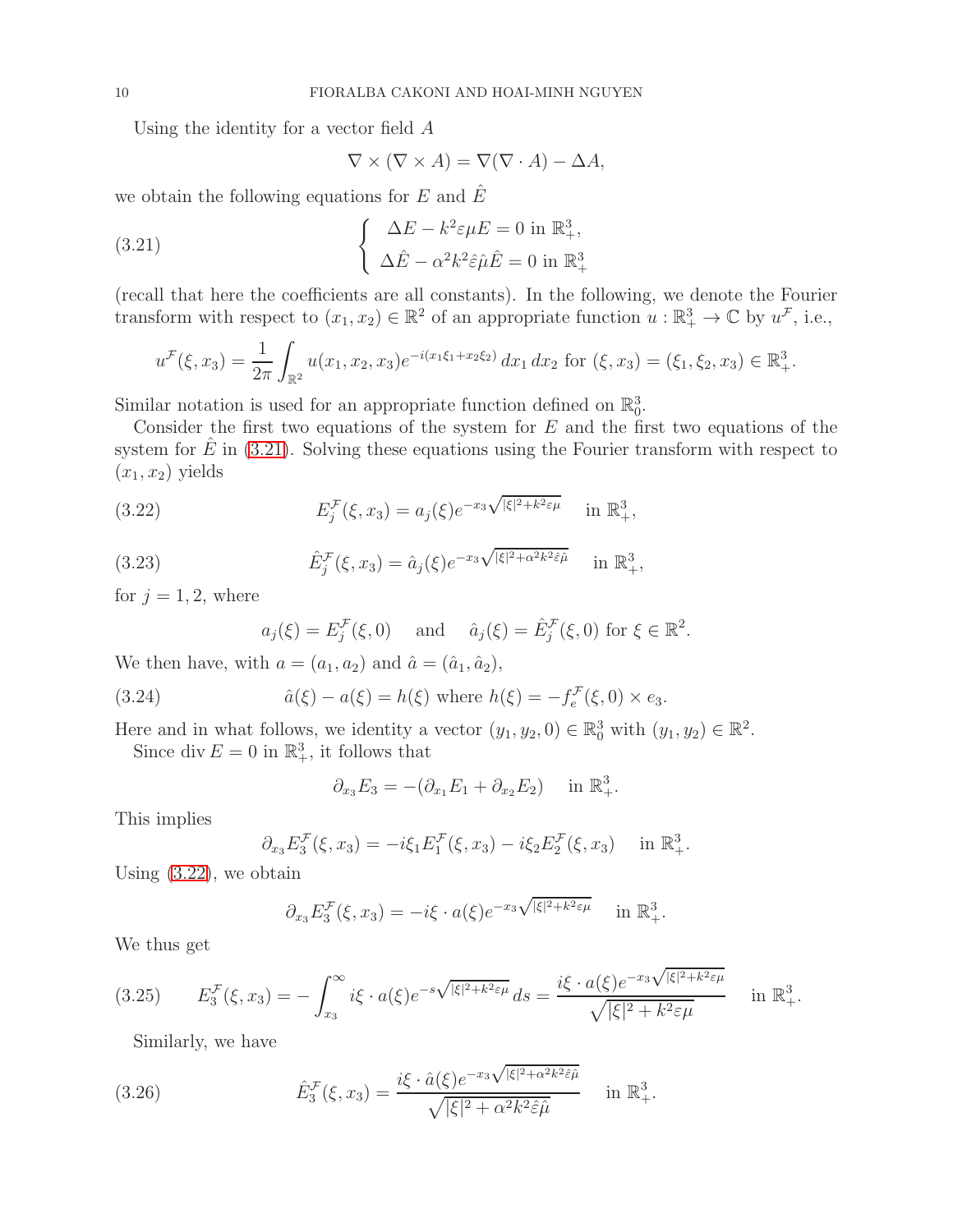Using the identity for a vector field $A$

$$\nabla \times (\nabla \times A) = \nabla(\nabla \cdot A) - \Delta A,$$

we obtain the following equations for $E$ and $\hat{E}$

$$\left\{ \begin{array}{l} \Delta E - k^2 \varepsilon \mu E = 0 \text{ in } \mathbb{R}^3_+, \\ \Delta \hat{E} - \alpha^2 k^2 \hat{\varepsilon} \hat{\mu} \hat{E} = 0 \text{ in } \mathbb{R}^3_+ \end{array} \right. \tag{3.21}$$

(recall that here the coefficients are all constants). In the following, we denote the Fourier transform with respect to $(x_1, x_2) \in \mathbb{R}^2$ of an appropriate function $u : \mathbb{R}^3_+ \to \mathbb{C}$ by $u^{\mathcal{F}}$, i.e.,

$$u^{\mathcal{F}}(\xi, x_3) = \frac{1}{2\pi} \int_{\mathbb{R}^2} u(x_1, x_2, x_3) e^{-i(x_1 \xi_1 + x_2 \xi_2)} \, dx_1 \, dx_2 \text{ for } (\xi, x_3) = (\xi_1, \xi_2, x_3) \in \mathbb{R}^3_+.$$

Similar notation is used for an appropriate function defined on $\mathbb{R}^3_0$.

Consider the first two equations of the system for $E$ and the first two equations of the system for $\hat{E}$ in (3.21). Solving these equations using the Fourier transform with respect to $(x_1, x_2)$ yields

$$E^{\mathcal{F}}_j(\xi, x_3) = a_j(\xi) e^{-x_3 \sqrt{|\xi|^2 + k^2 \varepsilon \mu}} \quad \text{in } \mathbb{R}^3_+, \tag{3.22}$$

$$\hat{E}^{\mathcal{F}}_j(\xi, x_3) = \hat{a}_j(\xi) e^{-x_3 \sqrt{|\xi|^2 + \alpha^2 k^2 \hat{\varepsilon} \hat{\mu}}} \quad \text{in } \mathbb{R}^3_+, \tag{3.23}$$

for $j = 1, 2$, where

$$a_j(\xi) = E^{\mathcal{F}}_j(\xi, 0) \quad \text{ and } \quad \hat{a}_j(\xi) = \hat{E}^{\mathcal{F}}_j(\xi, 0) \text{ for } \xi \in \mathbb{R}^2.$$

We then have, with $a = (a_1, a_2)$ and $\hat{a} = (\hat{a}_1, \hat{a}_2)$,

$$\hat{a}(\xi) - a(\xi) = h(\xi) \text{ where } h(\xi) = -f^{\mathcal{F}}_e(\xi, 0) \times e_3. \tag{3.24}$$

Here and in what follows, we identity a vector $(y_1, y_2, 0) \in \mathbb{R}^3_0$ with $(y_1, y_2) \in \mathbb{R}^2$.

Since $\operatorname{div} E = 0$ in $\mathbb{R}^3_+$, it follows that

$$\partial_{x_3} E_3 = -(\partial_{x_1} E_1 + \partial_{x_2} E_2) \quad \text{ in } \mathbb{R}^3_+.$$

This implies

$$\partial_{x_3} E^{\mathcal{F}}_3(\xi, x_3) = -i\xi_1 E^{\mathcal{F}}_1(\xi, x_3) - i\xi_2 E^{\mathcal{F}}_2(\xi, x_3) \quad \text{ in } \mathbb{R}^3_+.$$

Using (3.22), we obtain

$$\partial_{x_3} E^{\mathcal{F}}_3(\xi, x_3) = -i\xi \cdot a(\xi) e^{-x_3 \sqrt{|\xi|^2 + k^2 \varepsilon \mu}} \quad \text{ in } \mathbb{R}^3_+.$$

We thus get

$$E^{\mathcal{F}}_3(\xi, x_3) = -\int_{x_3}^{\infty} i\xi \cdot a(\xi) e^{-s\sqrt{|\xi|^2 + k^2 \varepsilon \mu}} \, ds = \frac{i\xi \cdot a(\xi) e^{-x_3 \sqrt{|\xi|^2 + k^2 \varepsilon \mu}}}{\sqrt{|\xi|^2 + k^2 \varepsilon \mu}} \quad \text{ in } \mathbb{R}^3_+. \tag{3.25}$$

Similarly, we have

$$\hat{E}^{\mathcal{F}}_3(\xi, x_3) = \frac{i\xi \cdot \hat{a}(\xi) e^{-x_3 \sqrt{|\xi|^2 + \alpha^2 k^2 \hat{\varepsilon} \hat{\mu}}}}{\sqrt{|\xi|^2 + \alpha^2 k^2 \hat{\varepsilon} \hat{\mu}}} \quad \text{ in } \mathbb{R}^3_+. \tag{3.26}$$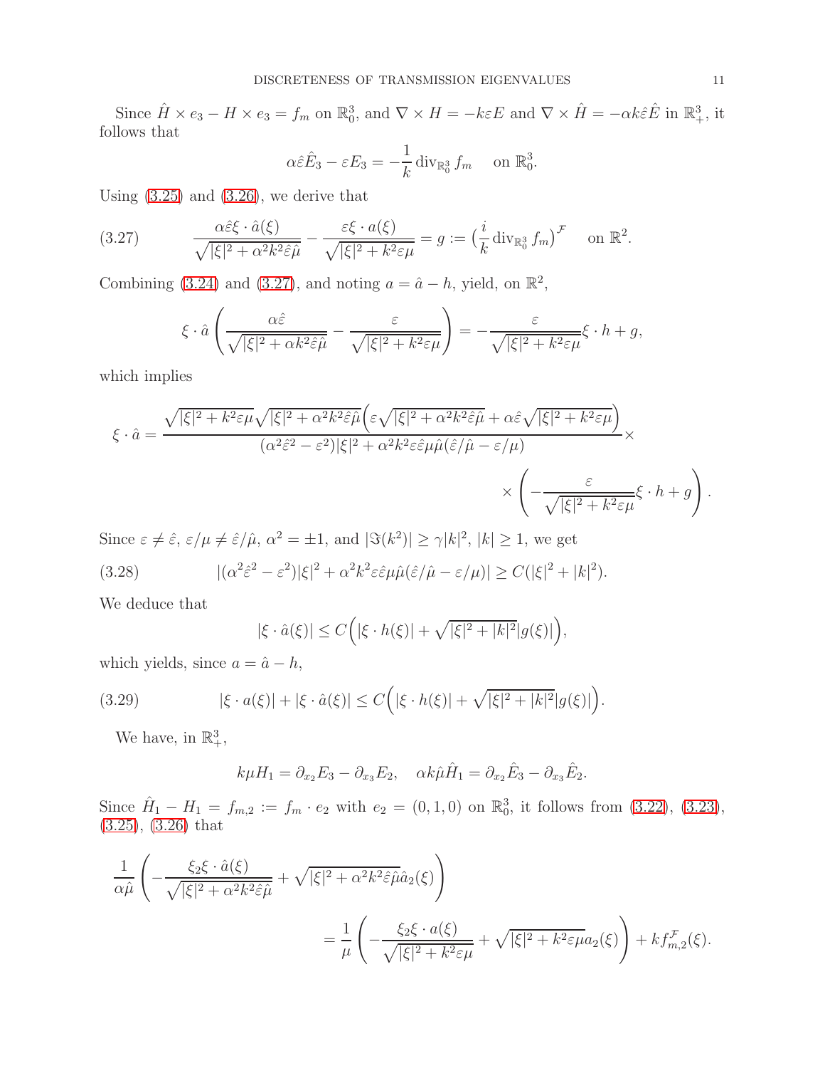Since $\hat{H} \times e_3 - H \times e_3 = f_m$ on $\mathbb{R}^3_0$, and $\nabla \times H = -k\varepsilon E$ and $\nabla \times \hat{H} = -\alpha k \hat{\varepsilon} \hat{E}$ in $\mathbb{R}^3_+$, it follows that

$$\alpha \hat{\varepsilon} \hat{E}_3 - \varepsilon E_3 = -\frac{1}{k} \operatorname{div}_{\mathbb{R}^3_0} f_m \quad \text{ on } \mathbb{R}^3_0.$$

Using (3.25) and (3.26), we derive that

$$\frac{\alpha \hat{\varepsilon} \xi \cdot \hat{a}(\xi)}{\sqrt{|\xi|^2 + \alpha^2 k^2 \hat{\varepsilon} \hat{\mu}}} - \frac{\varepsilon \xi \cdot a(\xi)}{\sqrt{|\xi|^2 + k^2 \varepsilon \mu}} = g := \big(\frac{i}{k} \operatorname{div}_{\mathbb{R}^3_0} f_m\big)^{\mathcal{F}} \quad \text{ on } \mathbb{R}^2. \tag{3.27}$$

Combining (3.24) and (3.27), and noting $a = \hat{a} - h$, yield, on $\mathbb{R}^2$,

$$\xi \cdot \hat{a} \left( \frac{\alpha \hat{\varepsilon}}{\sqrt{|\xi|^2 + \alpha k^2 \hat{\varepsilon} \hat{\mu}}} - \frac{\varepsilon}{\sqrt{|\xi|^2 + k^2 \varepsilon \mu}} \right) = - \frac{\varepsilon}{\sqrt{|\xi|^2 + k^2 \varepsilon \mu}} \xi \cdot h + g,$$

which implies

$$\xi \cdot \hat{a} = \frac{\sqrt{|\xi|^2 + k^2 \varepsilon \mu} \sqrt{|\xi|^2 + \alpha^2 k^2 \hat{\varepsilon} \hat{\mu}} \Big( \varepsilon \sqrt{|\xi|^2 + \alpha^2 k^2 \hat{\varepsilon} \hat{\mu}} + \alpha \hat{\varepsilon} \sqrt{|\xi|^2 + k^2 \varepsilon \mu} \Big)}{(\alpha^2 \hat{\varepsilon}^2 - \varepsilon^2) |\xi|^2 + \alpha^2 k^2 \varepsilon \hat{\varepsilon} \mu \hat{\mu} (\hat{\varepsilon}/\hat{\mu} - \varepsilon/\mu)} \times$$
$$\times \left( - \frac{\varepsilon}{\sqrt{|\xi|^2 + k^2 \varepsilon \mu}} \xi \cdot h + g \right).$$

Since $\varepsilon \neq \hat{\varepsilon}$, $\varepsilon/\mu \neq \hat{\varepsilon}/\hat{\mu}$, $\alpha^2 = \pm 1$, and $|\Im(k^2)| \geq \gamma |k|^2$, $|k| \geq 1$, we get

$$|(\alpha^2 \hat{\varepsilon}^2 - \varepsilon^2) |\xi|^2 + \alpha^2 k^2 \varepsilon \hat{\varepsilon} \mu \hat{\mu} (\hat{\varepsilon}/\hat{\mu} - \varepsilon/\mu)| \geq C(|\xi|^2 + |k|^2). \tag{3.28}$$

We deduce that

$$|\xi \cdot \hat{a}(\xi)| \leq C \Big( |\xi \cdot h(\xi)| + \sqrt{|\xi|^2 + |k|^2} |g(\xi)| \Big),$$

which yields, since $a = \hat{a} - h$,

$$|\xi \cdot a(\xi)| + |\xi \cdot \hat{a}(\xi)| \leq C \Big( |\xi \cdot h(\xi)| + \sqrt{|\xi|^2 + |k|^2} |g(\xi)| \Big). \tag{3.29}$$

We have, in $\mathbb{R}^3_+$,

$$k \mu H_1 = \partial_{x_2} E_3 - \partial_{x_3} E_2, \quad \alpha k \hat{\mu} \hat{H}_1 = \partial_{x_2} \hat{E}_3 - \partial_{x_3} \hat{E}_2.$$

Since $\hat{H}_1 - H_1 = f_{m,2} := f_m \cdot e_2$ with $e_2 = (0, 1, 0)$ on $\mathbb{R}^3_0$, it follows from (3.22), (3.23), (3.25), (3.26) that

$$\frac{1}{\alpha \hat{\mu}} \left( - \frac{\xi_2 \xi \cdot \hat{a}(\xi)}{\sqrt{|\xi|^2 + \alpha^2 k^2 \hat{\varepsilon} \hat{\mu}}} + \sqrt{|\xi|^2 + \alpha^2 k^2 \hat{\varepsilon} \hat{\mu}} \hat{a}_2(\xi) \right)$$
$$= \frac{1}{\mu} \left( - \frac{\xi_2 \xi \cdot a(\xi)}{\sqrt{|\xi|^2 + k^2 \varepsilon \mu}} + \sqrt{|\xi|^2 + k^2 \varepsilon \mu} a_2(\xi) \right) + k f^{\mathcal{F}}_{m,2}(\xi).$$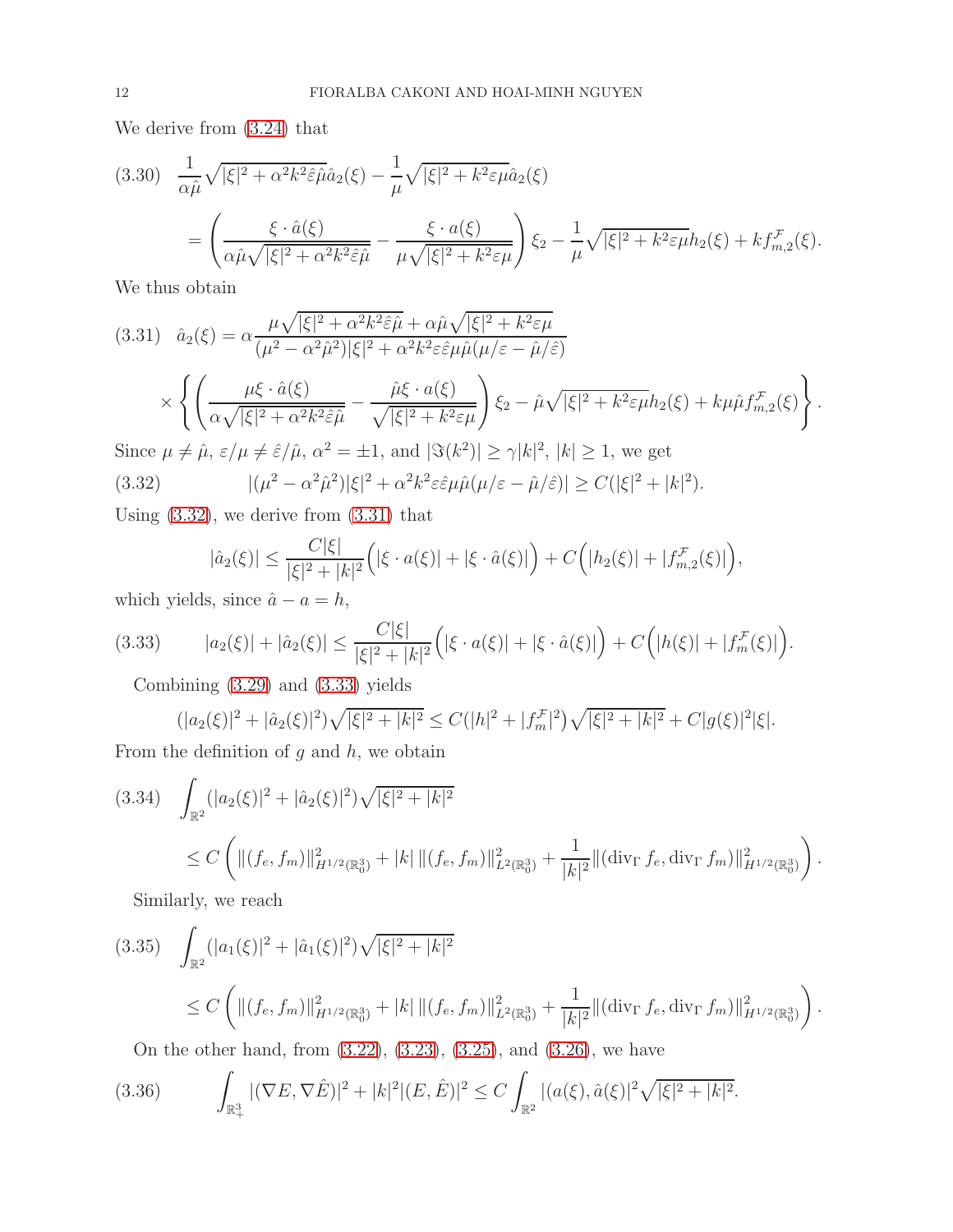We derive from (3.24) that

$$
\begin{aligned}
(3.30)\quad & \frac{1}{\alpha\hat{\mu}}\sqrt{|\xi|^2+\alpha^2k^2\hat{\varepsilon}\hat{\mu}}\,\hat{a}_2(\xi) - \frac{1}{\mu}\sqrt{|\xi|^2+k^2\varepsilon\mu}\,\hat{a}_2(\xi) \\
&= \left(\frac{\xi\cdot\hat{a}(\xi)}{\alpha\hat{\mu}\sqrt{|\xi|^2+\alpha^2k^2\hat{\varepsilon}\hat{\mu}}} - \frac{\xi\cdot a(\xi)}{\mu\sqrt{|\xi|^2+k^2\varepsilon\mu}}\right)\xi_2 - \frac{1}{\mu}\sqrt{|\xi|^2+k^2\varepsilon\mu}\,h_2(\xi) + k f^{\mathcal{F}}_{m,2}(\xi).
\end{aligned}
$$

We thus obtain

$$
\begin{aligned}
(3.31)\quad \hat{a}_2(\xi) &= \alpha\frac{\mu\sqrt{|\xi|^2+\alpha^2k^2\hat{\varepsilon}\hat{\mu}} + \alpha\hat{\mu}\sqrt{|\xi|^2+k^2\varepsilon\mu}}{(\mu^2-\alpha^2\hat{\mu}^2)|\xi|^2 + \alpha^2k^2\varepsilon\hat{\varepsilon}\mu\hat{\mu}(\mu/\varepsilon-\hat{\mu}/\hat{\varepsilon})} \\
&\times\left\{\left(\frac{\mu\xi\cdot\hat{a}(\xi)}{\alpha\sqrt{|\xi|^2+\alpha^2k^2\hat{\varepsilon}\hat{\mu}}} - \frac{\hat{\mu}\xi\cdot a(\xi)}{\sqrt{|\xi|^2+k^2\varepsilon\mu}}\right)\xi_2 - \hat{\mu}\sqrt{|\xi|^2+k^2\varepsilon\mu}\,h_2(\xi) + k\mu\hat{\mu}f^{\mathcal{F}}_{m,2}(\xi)\right\}.
\end{aligned}
$$

Since $\mu \neq \hat{\mu}$, $\varepsilon/\mu \neq \hat{\varepsilon}/\hat{\mu}$, $\alpha^2 = \pm 1$, and $|\Im(k^2)| \geq \gamma|k|^2$, $|k| \geq 1$, we get

$$
(3.32)\qquad |(\mu^2-\alpha^2\hat{\mu}^2)|\xi|^2 + \alpha^2k^2\varepsilon\hat{\varepsilon}\mu\hat{\mu}(\mu/\varepsilon-\hat{\mu}/\hat{\varepsilon})| \geq C(|\xi|^2+|k|^2).
$$

Using (3.32), we derive from (3.31) that

$$
|\hat{a}_2(\xi)| \leq \frac{C|\xi|}{|\xi|^2+|k|^2}\Big(|\xi\cdot a(\xi)| + |\xi\cdot\hat{a}(\xi)|\Big) + C\Big(|h_2(\xi)| + |f^{\mathcal{F}}_{m,2}(\xi)|\Big),
$$

which yields, since $\hat{a} - a = h$,

$$
(3.33)\qquad |a_2(\xi)| + |\hat{a}_2(\xi)| \leq \frac{C|\xi|}{|\xi|^2+|k|^2}\Big(|\xi\cdot a(\xi)| + |\xi\cdot\hat{a}(\xi)|\Big) + C\Big(|h(\xi)| + |f^{\mathcal{F}}_{m}(\xi)|\Big).
$$

Combining (3.29) and (3.33) yields

$$
(|a_2(\xi)|^2 + |\hat{a}_2(\xi)|^2)\sqrt{|\xi|^2+|k|^2} \leq C(|h|^2 + |f^{\mathcal{F}}_m|^2)\sqrt{|\xi|^2+|k|^2} + C|g(\xi)|^2|\xi|.
$$

From the definition of $g$ and $h$, we obtain

$$
\begin{aligned}
(3.34)\quad & \int_{\mathbb{R}^2}(|a_2(\xi)|^2 + |\hat{a}_2(\xi)|^2)\sqrt{|\xi|^2+|k|^2} \\
&\leq C\left(\|(f_e,f_m)\|^2_{H^{1/2}(\mathbb{R}^3_0)} + |k|\,\|(f_e,f_m)\|^2_{L^2(\mathbb{R}^3_0)} + \frac{1}{|k|^2}\|(\operatorname{div}_\Gamma f_e, \operatorname{div}_\Gamma f_m)\|^2_{H^{1/2}(\mathbb{R}^3_0)}\right).
\end{aligned}
$$

Similarly, we reach

$$
\begin{aligned}
(3.35)\quad & \int_{\mathbb{R}^2}(|a_1(\xi)|^2 + |\hat{a}_1(\xi)|^2)\sqrt{|\xi|^2+|k|^2} \\
&\leq C\left(\|(f_e,f_m)\|^2_{H^{1/2}(\mathbb{R}^3_0)} + |k|\,\|(f_e,f_m)\|^2_{L^2(\mathbb{R}^3_0)} + \frac{1}{|k|^2}\|(\operatorname{div}_\Gamma f_e, \operatorname{div}_\Gamma f_m)\|^2_{H^{1/2}(\mathbb{R}^3_0)}\right).
\end{aligned}
$$

On the other hand, from (3.22), (3.23), (3.25), and (3.26), we have

$$
(3.36)\qquad \int_{\mathbb{R}^3_+}|(\nabla E, \nabla\hat{E})|^2 + |k|^2|(E,\hat{E})|^2 \leq C\int_{\mathbb{R}^2}|(a(\xi),\hat{a}(\xi)|^2\sqrt{|\xi|^2+|k|^2}.
$$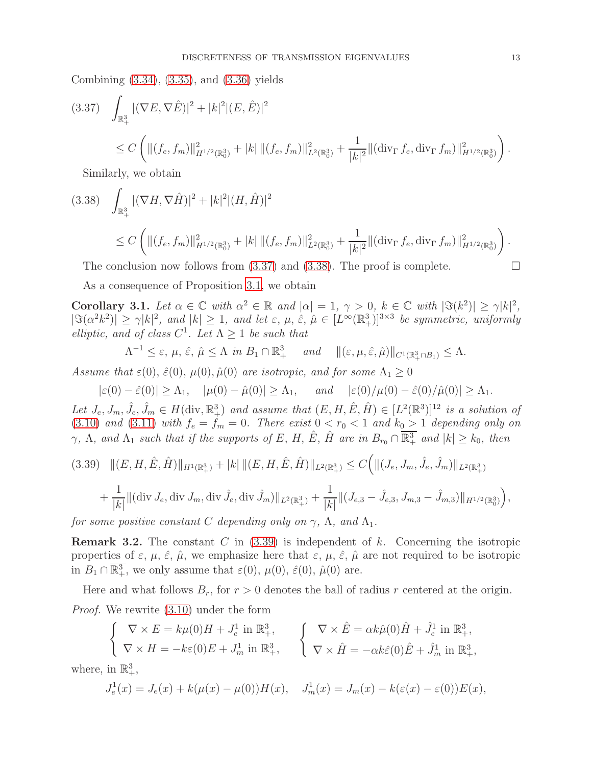Combining (3.34), (3.35), and (3.36) yields

$$
(3.37) \quad \int_{\mathbb{R}^3_+} |(\nabla E, \nabla \hat{E})|^2 + |k|^2 |(E, \hat{E})|^2
$$

$$
\leq C \left( \|(f_e, f_m)\|^2_{H^{1/2}(\mathbb{R}^3_0)} + |k| \, \|(f_e, f_m)\|^2_{L^2(\mathbb{R}^3_0)} + \frac{1}{|k|^2} \|(\operatorname{div}_\Gamma f_e, \operatorname{div}_\Gamma f_m)\|^2_{H^{1/2}(\mathbb{R}^3_0)} \right).
$$

Similarly, we obtain

$$
(3.38) \quad \int_{\mathbb{R}^3_+} |(\nabla H, \nabla \hat{H})|^2 + |k|^2 |(H, \hat{H})|^2
$$

$$
\leq C \left( \|(f_e, f_m)\|^2_{H^{1/2}(\mathbb{R}^3_0)} + |k| \, \|(f_e, f_m)\|^2_{L^2(\mathbb{R}^3_0)} + \frac{1}{|k|^2} \|(\operatorname{div}_\Gamma f_e, \operatorname{div}_\Gamma f_m)\|^2_{H^{1/2}(\mathbb{R}^3_0)} \right).
$$

The conclusion now follows from (3.37) and (3.38). The proof is complete. □

As a consequence of Proposition 3.1, we obtain

**Corollary 3.1.** *Let $\alpha \in \mathbb{C}$ with $\alpha^2 \in \mathbb{R}$ and $|\alpha| = 1$, $\gamma > 0$, $k \in \mathbb{C}$ with $|\Im(k^2)| \geq \gamma |k|^2$, $|\Im(\alpha^2 k^2)| \geq \gamma |k|^2$, and $|k| \geq 1$, and let $\varepsilon$, $\mu$, $\hat{\varepsilon}$, $\hat{\mu} \in [L^\infty(\mathbb{R}^3_+)]^{3 \times 3}$ be symmetric, uniformly elliptic, and of class $C^1$. Let $\Lambda \geq 1$ be such that*

$$
\Lambda^{-1} \leq \varepsilon, \, \mu, \, \hat{\varepsilon}, \, \hat{\mu} \leq \Lambda \text{ in } B_1 \cap \mathbb{R}^3_+ \quad \text{ and } \quad \|(\varepsilon, \mu, \hat{\varepsilon}, \hat{\mu})\|_{C^1(\mathbb{R}^3_+ \cap B_1)} \leq \Lambda.
$$

*Assume that $\varepsilon(0)$, $\hat{\varepsilon}(0)$, $\mu(0)$, $\hat{\mu}(0)$ are isotropic, and for some $\Lambda_1 \geq 0$*

$$
|\varepsilon(0) - \hat{\varepsilon}(0)| \geq \Lambda_1, \quad |\mu(0) - \hat{\mu}(0)| \geq \Lambda_1, \quad \text{ and } \quad |\varepsilon(0)/\mu(0) - \hat{\varepsilon}(0)/\hat{\mu}(0)| \geq \Lambda_1.
$$

*Let $J_e, J_m, \hat{J}_e, \hat{J}_m \in H(\operatorname{div}, \mathbb{R}^3_+)$ and assume that $(E, H, \hat{E}, \hat{H}) \in [L^2(\mathbb{R}^3)]^{12}$ is a solution of (3.10) and (3.11) with $f_e = f_m = 0$. There exist $0 < r_0 < 1$ and $k_0 > 1$ depending only on $\gamma$, $\Lambda$, and $\Lambda_1$ such that if the supports of $E$, $H$, $\hat{E}$, $\hat{H}$ are in $B_{r_0} \cap \overline{\mathbb{R}^3_+}$ and $|k| \geq k_0$, then*

$$
(3.39) \quad \|(E, H, \hat{E}, \hat{H})\|_{H^1(\mathbb{R}^3_+)} + |k| \, \|(E, H, \hat{E}, \hat{H})\|_{L^2(\mathbb{R}^3_+)} \leq C \Big( \|(J_e, J_m, \hat{J}_e, \hat{J}_m)\|_{L^2(\mathbb{R}^3_+)}
$$

$$
+ \frac{1}{|k|} \|(\operatorname{div} J_e, \operatorname{div} J_m, \operatorname{div} \hat{J}_e, \operatorname{div} \hat{J}_m)\|_{L^2(\mathbb{R}^3_+)} + \frac{1}{|k|} \|(J_{e,3} - \hat{J}_{e,3}, J_{m,3} - \hat{J}_{m,3})\|_{H^{1/2}(\mathbb{R}^3_0)} \Big),
$$

*for some positive constant $C$ depending only on $\gamma$, $\Lambda$, and $\Lambda_1$.*

**Remark 3.2.** The constant $C$ in (3.39) is independent of $k$. Concerning the isotropic properties of $\varepsilon$, $\mu$, $\hat{\varepsilon}$, $\hat{\mu}$, we emphasize here that $\varepsilon$, $\mu$, $\hat{\varepsilon}$, $\hat{\mu}$ are not required to be isotropic in $B_1 \cap \overline{\mathbb{R}^3_+}$, we only assume that $\varepsilon(0)$, $\mu(0)$, $\hat{\varepsilon}(0)$, $\hat{\mu}(0)$ are.

Here and what follows $B_r$, for $r > 0$ denotes the ball of radius $r$ centered at the origin.

*Proof.* We rewrite (3.10) under the form

$$
\begin{cases} \nabla \times E = k\mu(0) H + J^1_e \text{ in } \mathbb{R}^3_+, \\ \nabla \times H = -k\varepsilon(0) E + J^1_m \text{ in } \mathbb{R}^3_+, \end{cases} \qquad \begin{cases} \nabla \times \hat{E} = \alpha k \hat{\mu}(0) \hat{H} + \hat{J}^1_e \text{ in } \mathbb{R}^3_+, \\ \nabla \times \hat{H} = -\alpha k \hat{\varepsilon}(0) \hat{E} + \hat{J}^1_m \text{ in } \mathbb{R}^3_+, \end{cases}
$$

where, in $\mathbb{R}^3_+$,

$$
J^1_e(x) = J_e(x) + k(\mu(x) - \mu(0)) H(x), \quad J^1_m(x) = J_m(x) - k(\varepsilon(x) - \varepsilon(0)) E(x),
$$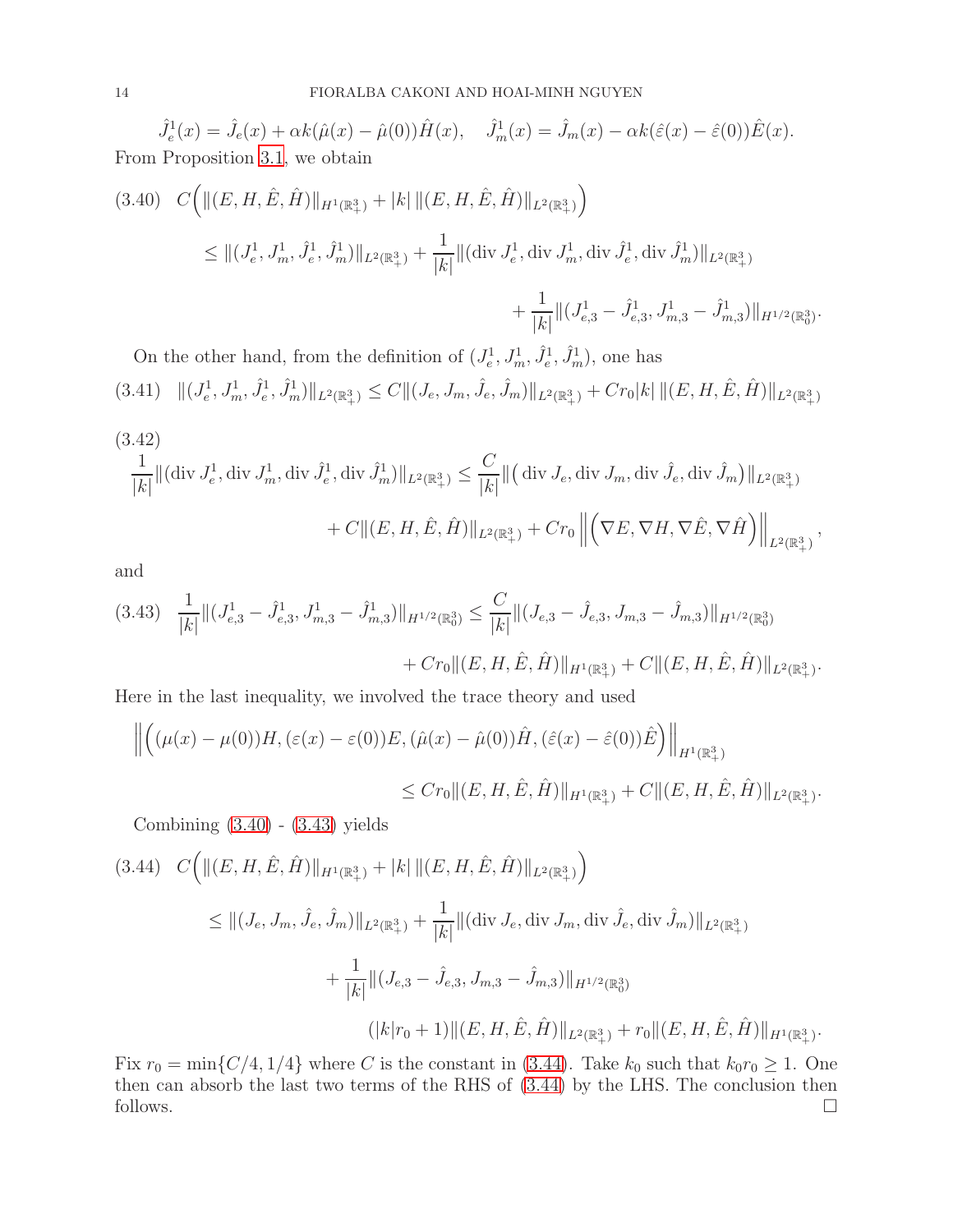$$\hat{J}_e^1(x) = \hat{J}_e(x) + \alpha k(\hat{\mu}(x) - \hat{\mu}(0))\hat{H}(x), \quad \hat{J}_m^1(x) = \hat{J}_m(x) - \alpha k(\hat{\varepsilon}(x) - \hat{\varepsilon}(0))\hat{E}(x).$$

From Proposition 3.1, we obtain

$$(3.40) \quad C\Big(\|(E, H, \hat{E}, \hat{H})\|_{H^1(\mathbb{R}^3_+)} + |k| \, \|(E, H, \hat{E}, \hat{H})\|_{L^2(\mathbb{R}^3_+)}\Big)$$
$$\leq \|(J_e^1, J_m^1, \hat{J}_e^1, \hat{J}_m^1)\|_{L^2(\mathbb{R}^3_+)} + \frac{1}{|k|}\|(\operatorname{div} J_e^1, \operatorname{div} J_m^1, \operatorname{div} \hat{J}_e^1, \operatorname{div} \hat{J}_m^1)\|_{L^2(\mathbb{R}^3_+)}$$
$$+ \frac{1}{|k|}\|(J_{e,3}^1 - \hat{J}_{e,3}^1, J_{m,3}^1 - \hat{J}_{m,3}^1)\|_{H^{1/2}(\mathbb{R}^3_0)}.$$

On the other hand, from the definition of $(J_e^1, J_m^1, \hat{J}_e^1, \hat{J}_m^1)$, one has

$$(3.41) \quad \|(J_e^1, J_m^1, \hat{J}_e^1, \hat{J}_m^1)\|_{L^2(\mathbb{R}^3_+)} \leq C\|(J_e, J_m, \hat{J}_e, \hat{J}_m)\|_{L^2(\mathbb{R}^3_+)} + Cr_0|k| \, \|(E, H, \hat{E}, \hat{H})\|_{L^2(\mathbb{R}^3_+)}$$

$$(3.42)$$
$$\frac{1}{|k|}\|(\operatorname{div} J_e^1, \operatorname{div} J_m^1, \operatorname{div} \hat{J}_e^1, \operatorname{div} \hat{J}_m^1)\|_{L^2(\mathbb{R}^3_+)} \leq \frac{C}{|k|}\big\|\big(\operatorname{div} J_e, \operatorname{div} J_m, \operatorname{div} \hat{J}_e, \operatorname{div} \hat{J}_m\big)\|_{L^2(\mathbb{R}^3_+)}$$
$$+ C\|(E, H, \hat{E}, \hat{H})\|_{L^2(\mathbb{R}^3_+)} + Cr_0\left\|\Big(\nabla E, \nabla H, \nabla \hat{E}, \nabla \hat{H}\Big)\right\|_{L^2(\mathbb{R}^3_+)},$$

and

$$(3.43) \quad \frac{1}{|k|}\|(J_{e,3}^1 - \hat{J}_{e,3}^1, J_{m,3}^1 - \hat{J}_{m,3}^1)\|_{H^{1/2}(\mathbb{R}^3_0)} \leq \frac{C}{|k|}\|(J_{e,3} - \hat{J}_{e,3}, J_{m,3} - \hat{J}_{m,3})\|_{H^{1/2}(\mathbb{R}^3_0)}$$
$$+ Cr_0\|(E, H, \hat{E}, \hat{H})\|_{H^1(\mathbb{R}^3_+)} + C\|(E, H, \hat{E}, \hat{H})\|_{L^2(\mathbb{R}^3_+)}.$$

Here in the last inequality, we involved the trace theory and used

$$\left\|\Big((\mu(x) - \mu(0))H, (\varepsilon(x) - \varepsilon(0))E, (\hat{\mu}(x) - \hat{\mu}(0))\hat{H}, (\hat{\varepsilon}(x) - \hat{\varepsilon}(0))\hat{E}\Big)\right\|_{H^1(\mathbb{R}^3_+)}$$
$$\leq Cr_0\|(E, H, \hat{E}, \hat{H})\|_{H^1(\mathbb{R}^3_+)} + C\|(E, H, \hat{E}, \hat{H})\|_{L^2(\mathbb{R}^3_+)}.$$

Combining (3.40) - (3.43) yields

$$(3.44) \quad C\Big(\|(E, H, \hat{E}, \hat{H})\|_{H^1(\mathbb{R}^3_+)} + |k| \, \|(E, H, \hat{E}, \hat{H})\|_{L^2(\mathbb{R}^3_+)}\Big)$$
$$\leq \|(J_e, J_m, \hat{J}_e, \hat{J}_m)\|_{L^2(\mathbb{R}^3_+)} + \frac{1}{|k|}\|(\operatorname{div} J_e, \operatorname{div} J_m, \operatorname{div} \hat{J}_e, \operatorname{div} \hat{J}_m)\|_{L^2(\mathbb{R}^3_+)}$$
$$+ \frac{1}{|k|}\|(J_{e,3} - \hat{J}_{e,3}, J_{m,3} - \hat{J}_{m,3})\|_{H^{1/2}(\mathbb{R}^3_0)}$$
$$(|k|r_0 + 1)\|(E, H, \hat{E}, \hat{H})\|_{L^2(\mathbb{R}^3_+)} + r_0\|(E, H, \hat{E}, \hat{H})\|_{H^1(\mathbb{R}^3_+)}.$$

Fix $r_0 = \min\{C/4, 1/4\}$ where $C$ is the constant in (3.44). Take $k_0$ such that $k_0 r_0 \geq 1$. One then can absorb the last two terms of the RHS of (3.44) by the LHS. The conclusion then follows. $\square$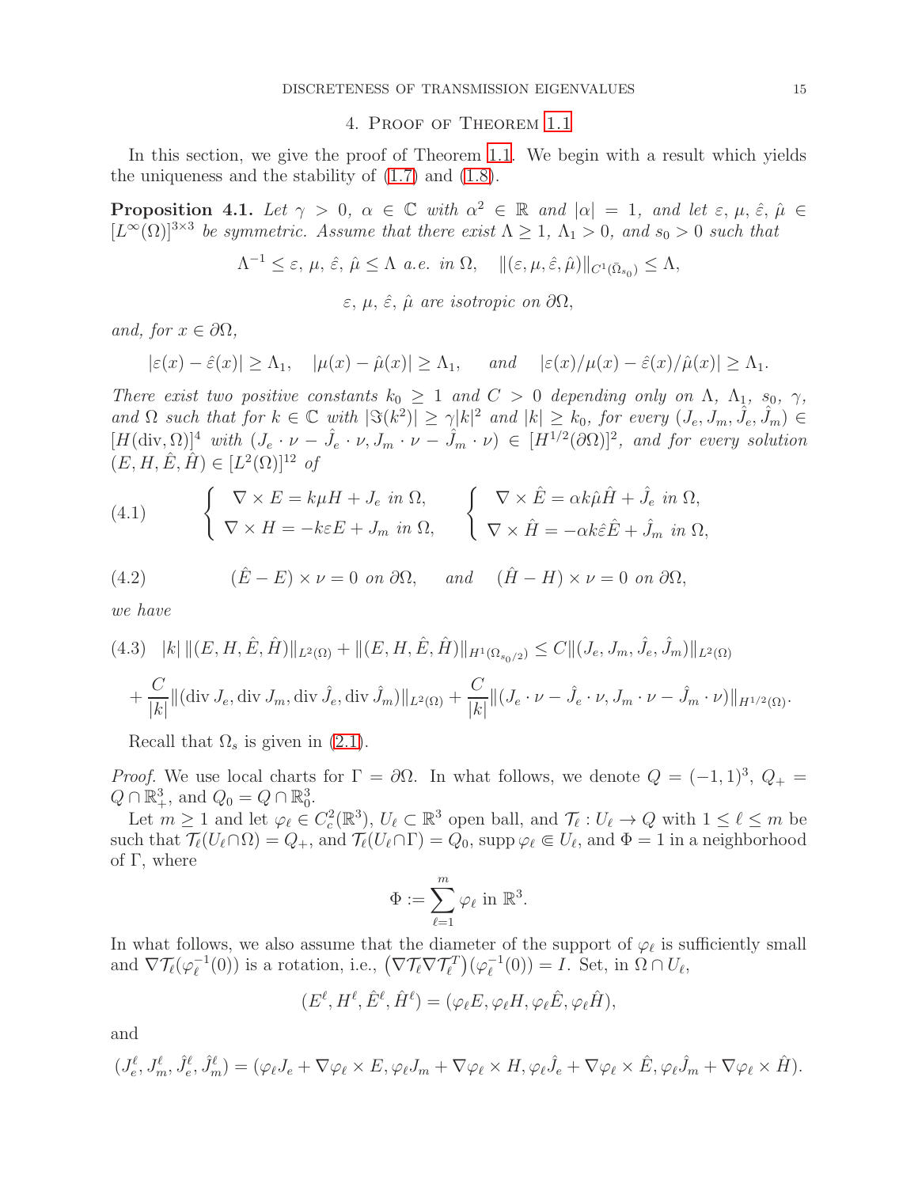## 4. Proof of Theorem 1.1

In this section, we give the proof of Theorem 1.1. We begin with a result which yields the uniqueness and the stability of (1.7) and (1.8).

**Proposition 4.1.** *Let $\gamma > 0$, $\alpha \in \mathbb{C}$ with $\alpha^2 \in \mathbb{R}$ and $|\alpha| = 1$, and let $\varepsilon, \mu, \hat{\varepsilon}, \hat{\mu} \in [L^\infty(\Omega)]^{3\times 3}$ be symmetric. Assume that there exist $\Lambda \ge 1$, $\Lambda_1 > 0$, and $s_0 > 0$ such that*

$$\Lambda^{-1} \le \varepsilon, \mu, \hat{\varepsilon}, \hat{\mu} \le \Lambda \text{ a.e. in } \Omega, \quad \|(\varepsilon, \mu, \hat{\varepsilon}, \hat{\mu})\|_{C^1(\bar{\Omega}_{s_0})} \le \Lambda,$$

$$\varepsilon, \mu, \hat{\varepsilon}, \hat{\mu} \text{ are isotropic on } \partial\Omega,$$

*and, for $x \in \partial\Omega$,*

$$|\varepsilon(x) - \hat{\varepsilon}(x)| \ge \Lambda_1, \quad |\mu(x) - \hat{\mu}(x)| \ge \Lambda_1, \quad \text{and} \quad |\varepsilon(x)/\mu(x) - \hat{\varepsilon}(x)/\hat{\mu}(x)| \ge \Lambda_1.$$

*There exist two positive constants $k_0 \ge 1$ and $C > 0$ depending only on $\Lambda$, $\Lambda_1$, $s_0$, $\gamma$, and $\Omega$ such that for $k \in \mathbb{C}$ with $|\Im(k^2)| \ge \gamma|k|^2$ and $|k| \ge k_0$, for every $(J_e, J_m, \hat{J}_e, \hat{J}_m) \in [H(\operatorname{div}, \Omega)]^4$ with $(J_e \cdot \nu - \hat{J}_e \cdot \nu, J_m \cdot \nu - \hat{J}_m \cdot \nu) \in [H^{1/2}(\partial\Omega)]^2$, and for every solution $(E, H, \hat{E}, \hat{H}) \in [L^2(\Omega)]^{12}$ of*

$$(4.1) \qquad \begin{cases} \nabla \times E = k\mu H + J_e \text{ in } \Omega, \\ \nabla \times H = -k\varepsilon E + J_m \text{ in } \Omega, \end{cases} \qquad \begin{cases} \nabla \times \hat{E} = \alpha k\hat{\mu}\hat{H} + \hat{J}_e \text{ in } \Omega, \\ \nabla \times \hat{H} = -\alpha k\hat{\varepsilon}\hat{E} + \hat{J}_m \text{ in } \Omega, \end{cases}$$

$$(4.2) \qquad (\hat{E} - E) \times \nu = 0 \text{ on } \partial\Omega, \quad \text{and} \quad (\hat{H} - H) \times \nu = 0 \text{ on } \partial\Omega,$$

*we have*

$$(4.3) \quad |k| \, \|(E, H, \hat{E}, \hat{H})\|_{L^2(\Omega)} + \|(E, H, \hat{E}, \hat{H})\|_{H^1(\Omega_{s_0/2})} \le C\|(J_e, J_m, \hat{J}_e, \hat{J}_m)\|_{L^2(\Omega)}$$
$$+ \frac{C}{|k|}\|(\operatorname{div} J_e, \operatorname{div} J_m, \operatorname{div} \hat{J}_e, \operatorname{div} \hat{J}_m)\|_{L^2(\Omega)} + \frac{C}{|k|}\|(J_e \cdot \nu - \hat{J}_e \cdot \nu, J_m \cdot \nu - \hat{J}_m \cdot \nu)\|_{H^{1/2}(\Omega)}.$$

Recall that $\Omega_s$ is given in (2.1).

*Proof.* We use local charts for $\Gamma = \partial\Omega$. In what follows, we denote $Q = (-1, 1)^3$, $Q_+ = Q \cap \mathbb{R}^3_+$, and $Q_0 = Q \cap \mathbb{R}^3_0$.

Let $m \ge 1$ and let $\varphi_\ell \in C^2_c(\mathbb{R}^3)$, $U_\ell \subset \mathbb{R}^3$ open ball, and $\mathcal{T}_\ell : U_\ell \to Q$ with $1 \le \ell \le m$ be such that $\mathcal{T}_\ell(U_\ell \cap \Omega) = Q_+$, and $\mathcal{T}_\ell(U_\ell \cap \Gamma) = Q_0$, $\operatorname{supp} \varphi_\ell \Subset U_\ell$, and $\Phi = 1$ in a neighborhood of $\Gamma$, where

$$\Phi := \sum_{\ell=1}^m \varphi_\ell \text{ in } \mathbb{R}^3.$$

In what follows, we also assume that the diameter of the support of $\varphi_\ell$ is sufficiently small and $\nabla \mathcal{T}_\ell(\varphi_\ell^{-1}(0))$ is a rotation, i.e., $\big(\nabla \mathcal{T}_\ell \nabla \mathcal{T}_\ell^T\big)(\varphi_\ell^{-1}(0)) = I$. Set, in $\Omega \cap U_\ell$,

$$(E^\ell, H^\ell, \hat{E}^\ell, \hat{H}^\ell) = (\varphi_\ell E, \varphi_\ell H, \varphi_\ell \hat{E}, \varphi_\ell \hat{H}),$$

and

$$(J_e^\ell, J_m^\ell, \hat{J}_e^\ell, \hat{J}_m^\ell) = (\varphi_\ell J_e + \nabla\varphi_\ell \times E, \varphi_\ell J_m + \nabla\varphi_\ell \times H, \varphi_\ell \hat{J}_e + \nabla\varphi_\ell \times \hat{E}, \varphi_\ell \hat{J}_m + \nabla\varphi_\ell \times \hat{H}).$$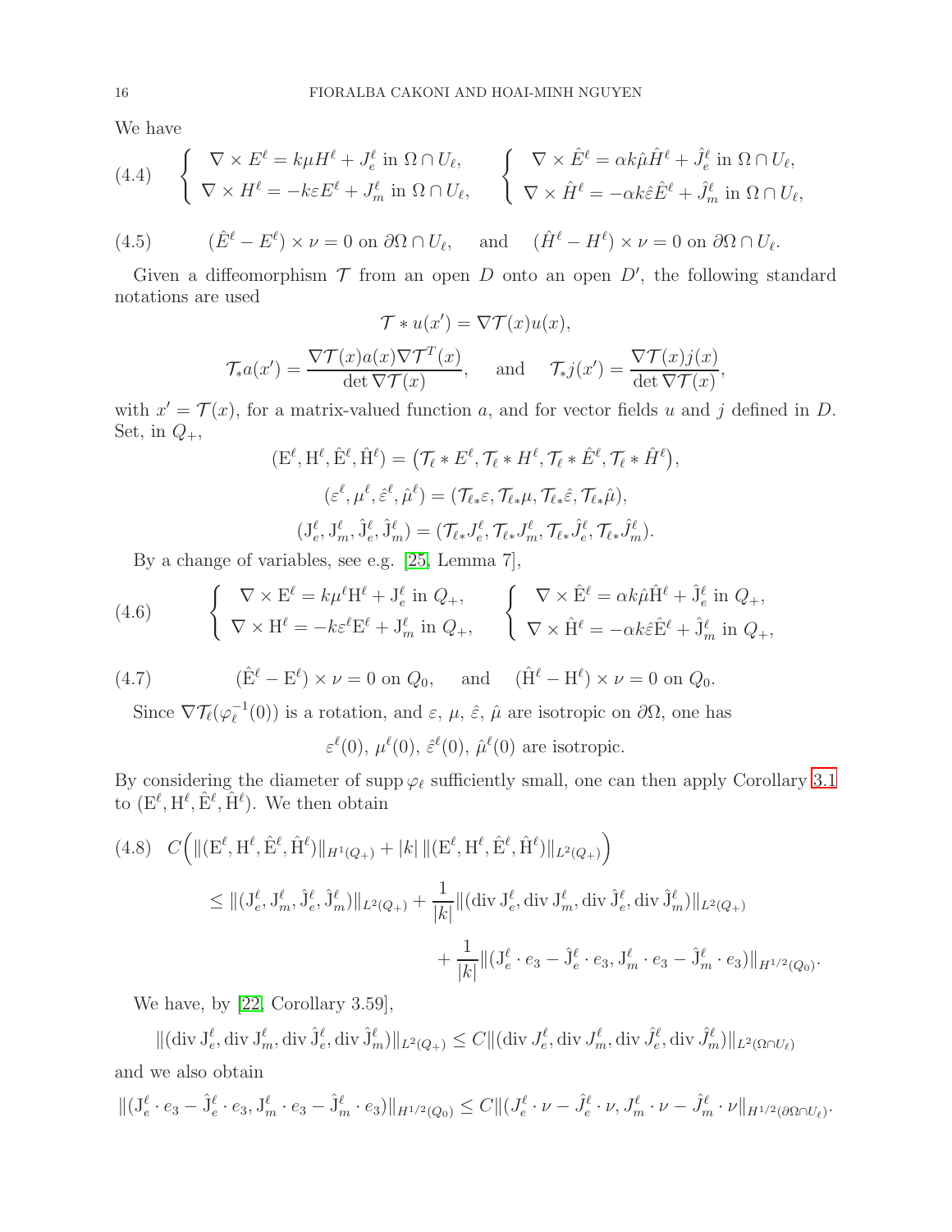We have

$$
(4.4)\quad \left\{ \begin{array}{l} \nabla \times E^\ell = k\mu H^\ell + J_e^\ell \text{ in } \Omega \cap U_\ell, \\ \nabla \times H^\ell = -k\varepsilon E^\ell + J_m^\ell \text{ in } \Omega \cap U_\ell, \end{array} \right. \qquad \left\{ \begin{array}{l} \nabla \times \hat{E}^\ell = \alpha k \hat{\mu} \hat{H}^\ell + \hat{J}_e^\ell \text{ in } \Omega \cap U_\ell, \\ \nabla \times \hat{H}^\ell = -\alpha k \hat{\varepsilon} \hat{E}^\ell + \hat{J}_m^\ell \text{ in } \Omega \cap U_\ell, \end{array} \right.
$$

$$
(4.5)\qquad (\hat{E}^\ell - E^\ell) \times \nu = 0 \text{ on } \partial\Omega \cap U_\ell, \quad \text{ and } \quad (\hat{H}^\ell - H^\ell) \times \nu = 0 \text{ on } \partial\Omega \cap U_\ell.
$$

Given a diffeomorphism $\mathcal{T}$ from an open $D$ onto an open $D'$, the following standard notations are used

$$
\mathcal{T} * u(x') = \nabla \mathcal{T}(x) u(x),
$$

$$
\mathcal{T}_* a(x') = \frac{\nabla \mathcal{T}(x) a(x) \nabla \mathcal{T}^T(x)}{\det \nabla \mathcal{T}(x)}, \quad \text{ and } \quad \mathcal{T}_* j(x') = \frac{\nabla \mathcal{T}(x) j(x)}{\det \nabla \mathcal{T}(x)},
$$

with $x' = \mathcal{T}(x)$, for a matrix-valued function $a$, and for vector fields $u$ and $j$ defined in $D$. Set, in $Q_+$,

$$
(\mathrm{E}^\ell, \mathrm{H}^\ell, \hat{\mathrm{E}}^\ell, \hat{\mathrm{H}}^\ell) = \big(\mathcal{T}_\ell * E^\ell, \mathcal{T}_\ell * H^\ell, \mathcal{T}_\ell * \hat{E}^\ell, \mathcal{T}_\ell * \hat{H}^\ell\big),
$$

$$
(\varepsilon^\ell, \mu^\ell, \hat{\varepsilon}^\ell, \hat{\mu}^\ell) = (\mathcal{T}_{\ell *}\varepsilon, \mathcal{T}_{\ell *}\mu, \mathcal{T}_{\ell *}\hat{\varepsilon}, \mathcal{T}_{\ell *}\hat{\mu}),
$$

$$
(\mathrm{J}_e^\ell, \mathrm{J}_m^\ell, \hat{\mathrm{J}}_e^\ell, \hat{\mathrm{J}}_m^\ell) = (\mathcal{T}_{\ell *} J_e^\ell, \mathcal{T}_{\ell *} J_m^\ell, \mathcal{T}_{\ell *} \hat{J}_e^\ell, \mathcal{T}_{\ell *} \hat{J}_m^\ell).
$$

By a change of variables, see e.g. [25, Lemma 7],

$$
(4.6)\qquad \left\{ \begin{array}{l} \nabla \times \mathrm{E}^\ell = k\mu^\ell \mathrm{H}^\ell + \mathrm{J}_e^\ell \text{ in } Q_+, \\ \nabla \times \mathrm{H}^\ell = -k\varepsilon^\ell \mathrm{E}^\ell + \mathrm{J}_m^\ell \text{ in } Q_+, \end{array} \right. \qquad \left\{ \begin{array}{l} \nabla \times \hat{\mathrm{E}}^\ell = \alpha k \hat{\mu} \hat{\mathrm{H}}^\ell + \hat{\mathrm{J}}_e^\ell \text{ in } Q_+, \\ \nabla \times \hat{\mathrm{H}}^\ell = -\alpha k \hat{\varepsilon} \hat{\mathrm{E}}^\ell + \hat{\mathrm{J}}_m^\ell \text{ in } Q_+, \end{array} \right.
$$

$$
(4.7)\qquad (\hat{\mathrm{E}}^\ell - \mathrm{E}^\ell) \times \nu = 0 \text{ on } Q_0, \quad \text{ and } \quad (\hat{\mathrm{H}}^\ell - \mathrm{H}^\ell) \times \nu = 0 \text{ on } Q_0.
$$

Since $\nabla \mathcal{T}_\ell(\varphi_\ell^{-1}(0))$ is a rotation, and $\varepsilon$, $\mu$, $\hat{\varepsilon}$, $\hat{\mu}$ are isotropic on $\partial\Omega$, one has

$$
\varepsilon^\ell(0),\ \mu^\ell(0),\ \hat{\varepsilon}^\ell(0),\ \hat{\mu}^\ell(0) \text{ are isotropic.}
$$

By considering the diameter of $\operatorname{supp} \varphi_\ell$ sufficiently small, one can then apply Corollary 3.1 to $(\mathrm{E}^\ell, \mathrm{H}^\ell, \hat{\mathrm{E}}^\ell, \hat{\mathrm{H}}^\ell)$. We then obtain

$$
(4.8)\quad C\Big( \|(\mathrm{E}^\ell, \mathrm{H}^\ell, \hat{\mathrm{E}}^\ell, \hat{\mathrm{H}}^\ell)\|_{H^1(Q_+)} + |k| \, \|(\mathrm{E}^\ell, \mathrm{H}^\ell, \hat{\mathrm{E}}^\ell, \hat{\mathrm{H}}^\ell)\|_{L^2(Q_+)} \Big)
$$
$$
\le \|(\mathrm{J}_e^\ell, \mathrm{J}_m^\ell, \hat{\mathrm{J}}_e^\ell, \hat{\mathrm{J}}_m^\ell)\|_{L^2(Q_+)} + \frac{1}{|k|} \|(\operatorname{div} \mathrm{J}_e^\ell, \operatorname{div} \mathrm{J}_m^\ell, \operatorname{div} \hat{\mathrm{J}}_e^\ell, \operatorname{div} \hat{\mathrm{J}}_m^\ell)\|_{L^2(Q_+)}
$$
$$
+ \frac{1}{|k|} \|(\mathrm{J}_e^\ell \cdot e_3 - \hat{\mathrm{J}}_e^\ell \cdot e_3, \mathrm{J}_m^\ell \cdot e_3 - \hat{\mathrm{J}}_m^\ell \cdot e_3)\|_{H^{1/2}(Q_0)}.
$$

We have, by [22, Corollary 3.59],

$$
\|(\operatorname{div} \mathrm{J}_e^\ell, \operatorname{div} \mathrm{J}_m^\ell, \operatorname{div} \hat{\mathrm{J}}_e^\ell, \operatorname{div} \hat{\mathrm{J}}_m^\ell)\|_{L^2(Q_+)} \le C \|(\operatorname{div} J_e^\ell, \operatorname{div} J_m^\ell, \operatorname{div} \hat{J}_e^\ell, \operatorname{div} \hat{J}_m^\ell)\|_{L^2(\Omega \cap U_\ell)}
$$

and we also obtain

$$
\|(\mathrm{J}_e^\ell \cdot e_3 - \hat{\mathrm{J}}_e^\ell \cdot e_3, \mathrm{J}_m^\ell \cdot e_3 - \hat{\mathrm{J}}_m^\ell \cdot e_3)\|_{H^{1/2}(Q_0)} \le C \|(J_e^\ell \cdot \nu - \hat{J}_e^\ell \cdot \nu, J_m^\ell \cdot \nu - \hat{J}_m^\ell \cdot \nu\|_{H^{1/2}(\partial\Omega \cap U_\ell)}.
$$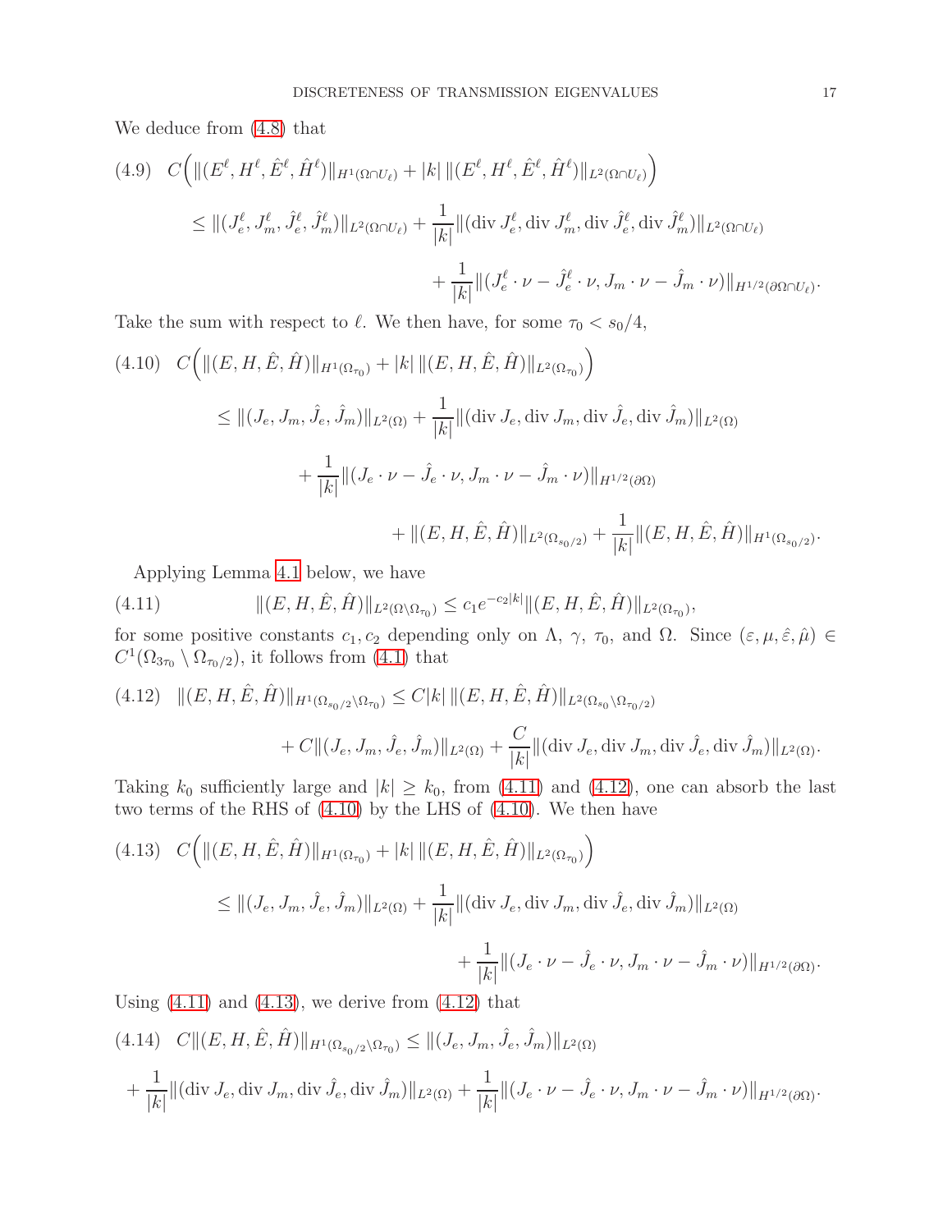We deduce from (4.8) that

$$
\begin{aligned}
(4.9)\quad & C\Big(\|(E^\ell, H^\ell, \hat{E}^\ell, \hat{H}^\ell)\|_{H^1(\Omega\cap U_\ell)} + |k|\,\|(E^\ell, H^\ell, \hat{E}^\ell, \hat{H}^\ell)\|_{L^2(\Omega\cap U_\ell)}\Big) \\
& \le \|(J_e^\ell, J_m^\ell, \hat{J}_e^\ell, \hat{J}_m^\ell)\|_{L^2(\Omega\cap U_\ell)} + \frac{1}{|k|}\|(\operatorname{div} J_e^\ell, \operatorname{div} J_m^\ell, \operatorname{div} \hat{J}_e^\ell, \operatorname{div} \hat{J}_m^\ell)\|_{L^2(\Omega\cap U_\ell)} \\
& \qquad + \frac{1}{|k|}\|(J_e^\ell\cdot\nu - \hat{J}_e^\ell\cdot\nu, J_m\cdot\nu - \hat{J}_m\cdot\nu)\|_{H^{1/2}(\partial\Omega\cap U_\ell)}.
\end{aligned}
$$

Take the sum with respect to $\ell$. We then have, for some $\tau_0 < s_0/4$,

$$
\begin{aligned}
(4.10)\quad & C\Big(\|(E, H, \hat{E}, \hat{H})\|_{H^1(\Omega_{\tau_0})} + |k|\,\|(E, H, \hat{E}, \hat{H})\|_{L^2(\Omega_{\tau_0})}\Big) \\
& \le \|(J_e, J_m, \hat{J}_e, \hat{J}_m)\|_{L^2(\Omega)} + \frac{1}{|k|}\|(\operatorname{div} J_e, \operatorname{div} J_m, \operatorname{div} \hat{J}_e, \operatorname{div} \hat{J}_m)\|_{L^2(\Omega)} \\
& \qquad + \frac{1}{|k|}\|(J_e\cdot\nu - \hat{J}_e\cdot\nu, J_m\cdot\nu - \hat{J}_m\cdot\nu)\|_{H^{1/2}(\partial\Omega)} \\
& \qquad + \|(E, H, \hat{E}, \hat{H})\|_{L^2(\Omega_{s_0/2})} + \frac{1}{|k|}\|(E, H, \hat{E}, \hat{H})\|_{H^1(\Omega_{s_0/2})}.
\end{aligned}
$$

Applying Lemma 4.1 below, we have

$$
(4.11)\qquad \|(E, H, \hat{E}, \hat{H})\|_{L^2(\Omega\setminus\Omega_{\tau_0})} \le c_1 e^{-c_2|k|}\|(E, H, \hat{E}, \hat{H})\|_{L^2(\Omega_{\tau_0})},
$$

for some positive constants $c_1, c_2$ depending only on $\Lambda$, $\gamma$, $\tau_0$, and $\Omega$. Since $(\varepsilon, \mu, \hat{\varepsilon}, \hat{\mu}) \in C^1(\Omega_{3\tau_0}\setminus\Omega_{\tau_0/2})$, it follows from (4.1) that

$$
\begin{aligned}
(4.12)\quad & \|(E, H, \hat{E}, \hat{H})\|_{H^1(\Omega_{s_0/2}\setminus\Omega_{\tau_0})} \le C|k|\,\|(E, H, \hat{E}, \hat{H})\|_{L^2(\Omega_{s_0}\setminus\Omega_{\tau_0/2})} \\
& \qquad + C\|(J_e, J_m, \hat{J}_e, \hat{J}_m)\|_{L^2(\Omega)} + \frac{C}{|k|}\|(\operatorname{div} J_e, \operatorname{div} J_m, \operatorname{div} \hat{J}_e, \operatorname{div} \hat{J}_m)\|_{L^2(\Omega)}.
\end{aligned}
$$

Taking $k_0$ sufficiently large and $|k| \ge k_0$, from (4.11) and (4.12), one can absorb the last two terms of the RHS of (4.10) by the LHS of (4.10). We then have

$$
\begin{aligned}
(4.13)\quad & C\Big(\|(E, H, \hat{E}, \hat{H})\|_{H^1(\Omega_{\tau_0})} + |k|\,\|(E, H, \hat{E}, \hat{H})\|_{L^2(\Omega_{\tau_0})}\Big) \\
& \le \|(J_e, J_m, \hat{J}_e, \hat{J}_m)\|_{L^2(\Omega)} + \frac{1}{|k|}\|(\operatorname{div} J_e, \operatorname{div} J_m, \operatorname{div} \hat{J}_e, \operatorname{div} \hat{J}_m)\|_{L^2(\Omega)} \\
& \qquad + \frac{1}{|k|}\|(J_e\cdot\nu - \hat{J}_e\cdot\nu, J_m\cdot\nu - \hat{J}_m\cdot\nu)\|_{H^{1/2}(\partial\Omega)}.
\end{aligned}
$$

Using (4.11) and (4.13), we derive from (4.12) that

$$
\begin{aligned}
(4.14)\quad & C\|(E, H, \hat{E}, \hat{H})\|_{H^1(\Omega_{s_0/2}\setminus\Omega_{\tau_0})} \le \|(J_e, J_m, \hat{J}_e, \hat{J}_m)\|_{L^2(\Omega)} \\
& + \frac{1}{|k|}\|(\operatorname{div} J_e, \operatorname{div} J_m, \operatorname{div} \hat{J}_e, \operatorname{div} \hat{J}_m)\|_{L^2(\Omega)} + \frac{1}{|k|}\|(J_e\cdot\nu - \hat{J}_e\cdot\nu, J_m\cdot\nu - \hat{J}_m\cdot\nu)\|_{H^{1/2}(\partial\Omega)}.
\end{aligned}
$$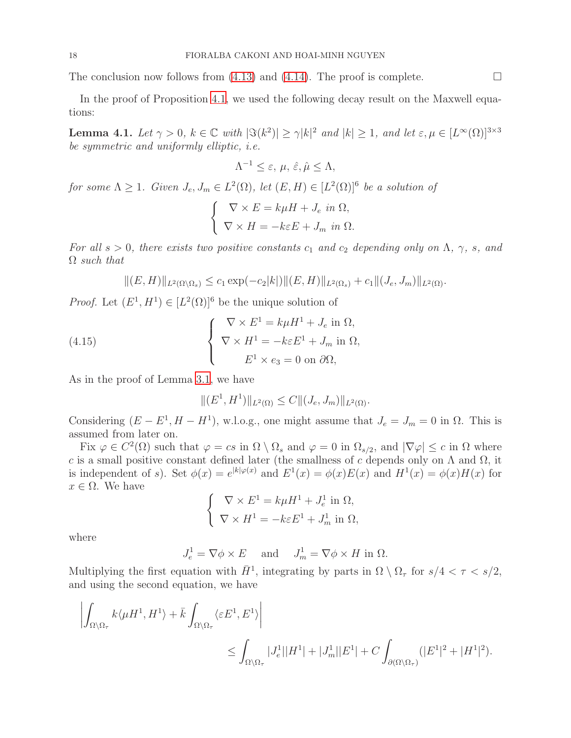The conclusion now follows from (4.13) and (4.14). The proof is complete. $\square$

In the proof of Proposition 4.1, we used the following decay result on the Maxwell equations:

**Lemma 4.1.** *Let $\gamma > 0$, $k \in \mathbb{C}$ with $|\Im(k^2)| \ge \gamma |k|^2$ and $|k| \ge 1$, and let $\varepsilon, \mu \in [L^\infty(\Omega)]^{3\times 3}$ be symmetric and uniformly elliptic, i.e.*

$$
\Lambda^{-1} \le \varepsilon,\ \mu,\ \hat{\varepsilon}, \hat{\mu} \le \Lambda,
$$

*for some $\Lambda \ge 1$. Given $J_e, J_m \in L^2(\Omega)$, let $(E, H) \in [L^2(\Omega)]^6$ be a solution of*

$$
\left\{ \begin{array}{l} \nabla \times E = k\mu H + J_e \text{ in } \Omega, \\ \nabla \times H = -k\varepsilon E + J_m \text{ in } \Omega. \end{array} \right.
$$

*For all $s > 0$, there exists two positive constants $c_1$ and $c_2$ depending only on $\Lambda$, $\gamma$, $s$, and $\Omega$ such that*

$$
\|(E, H)\|_{L^2(\Omega \setminus \Omega_s)} \le c_1 \exp(-c_2 |k|) \|(E, H)\|_{L^2(\Omega_s)} + c_1 \|(J_e, J_m)\|_{L^2(\Omega)}.
$$

*Proof.* Let $(E^1, H^1) \in [L^2(\Omega)]^6$ be the unique solution of

$$
\left\{ \begin{array}{c} \nabla \times E^1 = k\mu H^1 + J_e \text{ in } \Omega, \\ \nabla \times H^1 = -k\varepsilon E^1 + J_m \text{ in } \Omega, \\ E^1 \times e_3 = 0 \text{ on } \partial\Omega, \end{array} \right. \tag{4.15}
$$

As in the proof of Lemma 3.1, we have

$$
\|(E^1, H^1)\|_{L^2(\Omega)} \le C \|(J_e, J_m)\|_{L^2(\Omega)}.
$$

Considering $(E - E^1, H - H^1)$, w.l.o.g., one might assume that $J_e = J_m = 0$ in $\Omega$. This is assumed from later on.

Fix $\varphi \in C^2(\Omega)$ such that $\varphi = cs$ in $\Omega \setminus \Omega_s$ and $\varphi = 0$ in $\Omega_{s/2}$, and $|\nabla \varphi| \le c$ in $\Omega$ where $c$ is a small positive constant defined later (the smallness of $c$ depends only on $\Lambda$ and $\Omega$, it is independent of $s$). Set $\phi(x) = e^{|k|\varphi(x)}$ and $E^1(x) = \phi(x) E(x)$ and $H^1(x) = \phi(x) H(x)$ for $x \in \Omega$. We have

$$
\left\{ \begin{array}{l} \nabla \times E^1 = k\mu H^1 + J_e^1 \text{ in } \Omega, \\ \nabla \times H^1 = -k\varepsilon E^1 + J_m^1 \text{ in } \Omega, \end{array} \right.
$$

where

$$
J_e^1 = \nabla \phi \times E \quad \text{ and } \quad J_m^1 = \nabla \phi \times H \text{ in } \Omega.
$$

Multiplying the first equation with $\bar{H}^1$, integrating by parts in $\Omega \setminus \Omega_\tau$ for $s/4 < \tau < s/2$, and using the second equation, we have

$$
\left| \int_{\Omega \setminus \Omega_\tau} k \langle \mu H^1, H^1 \rangle + \bar{k} \int_{\Omega \setminus \Omega_\tau} \langle \varepsilon E^1, E^1 \rangle \right| \\
\le \int_{\Omega \setminus \Omega_\tau} |J_e^1||H^1| + |J_m^1||E^1| + C \int_{\partial(\Omega \setminus \Omega_\tau)} (|E^1|^2 + |H^1|^2).
$$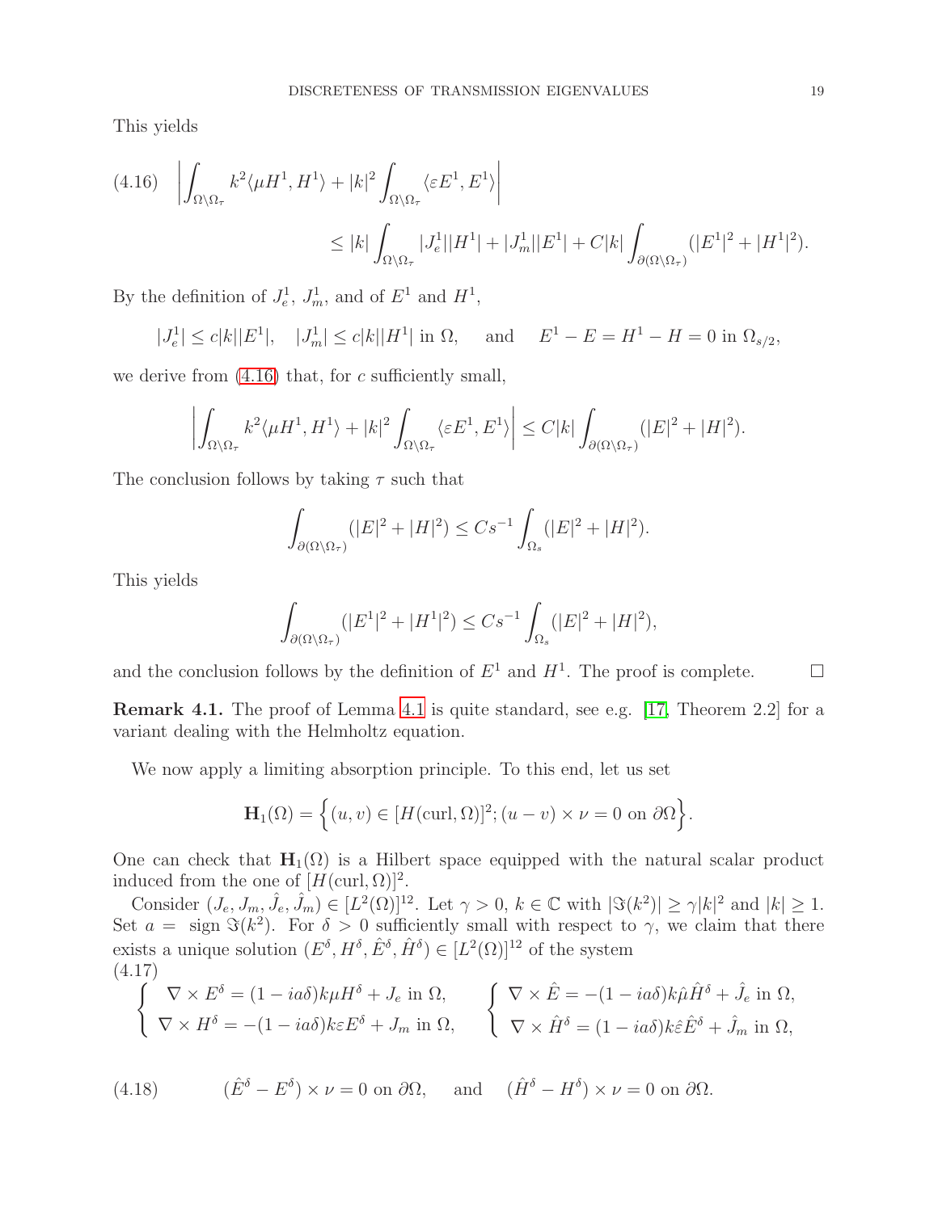This yields

$$
\left| \int_{\Omega \setminus \Omega_\tau} k^2 \langle \mu H^1, H^1 \rangle + |k|^2 \int_{\Omega \setminus \Omega_\tau} \langle \varepsilon E^1, E^1 \rangle \right| \\
\le |k| \int_{\Omega \setminus \Omega_\tau} |J_e^1||H^1| + |J_m^1||E^1| + C|k| \int_{\partial(\Omega \setminus \Omega_\tau)} (|E^1|^2 + |H^1|^2). \tag{4.16}
$$

By the definition of $J_e^1$, $J_m^1$, and of $E^1$ and $H^1$,

$$
|J_e^1| \le c|k||E^1|, \quad |J_m^1| \le c|k||H^1| \text{ in } \Omega, \quad \text{and} \quad E^1 - E = H^1 - H = 0 \text{ in } \Omega_{s/2},
$$

we derive from (4.16) that, for $c$ sufficiently small,

$$
\left| \int_{\Omega \setminus \Omega_\tau} k^2 \langle \mu H^1, H^1 \rangle + |k|^2 \int_{\Omega \setminus \Omega_\tau} \langle \varepsilon E^1, E^1 \rangle \right| \le C|k| \int_{\partial(\Omega \setminus \Omega_\tau)} (|E|^2 + |H|^2).
$$

The conclusion follows by taking $\tau$ such that

$$
\int_{\partial(\Omega \setminus \Omega_\tau)} (|E|^2 + |H|^2) \le C s^{-1} \int_{\Omega_s} (|E|^2 + |H|^2).
$$

This yields

$$
\int_{\partial(\Omega \setminus \Omega_\tau)} (|E^1|^2 + |H^1|^2) \le C s^{-1} \int_{\Omega_s} (|E|^2 + |H|^2),
$$

and the conclusion follows by the definition of $E^1$ and $H^1$. The proof is complete. $\square$

**Remark 4.1.** The proof of Lemma 4.1 is quite standard, see e.g. [17, Theorem 2.2] for a variant dealing with the Helmholtz equation.

We now apply a limiting absorption principle. To this end, let us set

$$
\mathbf{H}_1(\Omega) = \Big\{ (u, v) \in [H(\operatorname{curl}, \Omega)]^2; (u - v) \times \nu = 0 \text{ on } \partial\Omega \Big\}.
$$

One can check that $\mathbf{H}_1(\Omega)$ is a Hilbert space equipped with the natural scalar product induced from the one of $[H(\operatorname{curl}, \Omega)]^2$.

Consider $(J_e, J_m, \hat{J}_e, \hat{J}_m) \in [L^2(\Omega)]^{12}$. Let $\gamma > 0$, $k \in \mathbb{C}$ with $|\Im(k^2)| \ge \gamma |k|^2$ and $|k| \ge 1$. Set $a = \operatorname{sign} \Im(k^2)$. For $\delta > 0$ sufficiently small with respect to $\gamma$, we claim that there exists a unique solution $(E^\delta, H^\delta, \hat{E}^\delta, \hat{H}^\delta) \in [L^2(\Omega)]^{12}$ of the system

$$
\begin{cases} \nabla \times E^\delta = (1 - ia\delta) k \mu H^\delta + J_e \text{ in } \Omega, \\ \nabla \times H^\delta = -(1 - ia\delta) k \varepsilon E^\delta + J_m \text{ in } \Omega, \end{cases} \quad \begin{cases} \nabla \times \hat{E} = -(1 - ia\delta) k \hat{\mu} \hat{H}^\delta + \hat{J}_e \text{ in } \Omega, \\ \nabla \times \hat{H}^\delta = (1 - ia\delta) k \hat{\varepsilon} \hat{E}^\delta + \hat{J}_m \text{ in } \Omega, \end{cases} \tag{4.17}
$$

$$
(\hat{E}^\delta - E^\delta) \times \nu = 0 \text{ on } \partial\Omega, \quad \text{and} \quad (\hat{H}^\delta - H^\delta) \times \nu = 0 \text{ on } \partial\Omega. \tag{4.18}
$$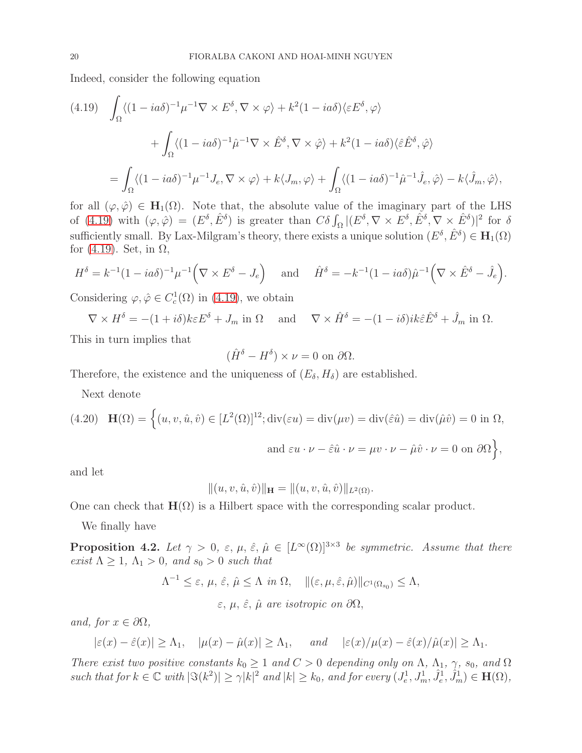Indeed, consider the following equation

$$
\begin{aligned}
(4.19)\quad & \int_{\Omega} \langle (1 - ia\delta)^{-1} \mu^{-1} \nabla \times E^{\delta}, \nabla \times \varphi \rangle + k^2 (1 - ia\delta) \langle \varepsilon E^{\delta}, \varphi \rangle \\
& \quad + \int_{\Omega} \langle (1 - ia\delta)^{-1} \hat{\mu}^{-1} \nabla \times \hat{E}^{\delta}, \nabla \times \hat{\varphi} \rangle + k^2 (1 - ia\delta) \langle \hat{\varepsilon} \hat{E}^{\delta}, \hat{\varphi} \rangle \\
& = \int_{\Omega} \langle (1 - ia\delta)^{-1} \mu^{-1} J_e, \nabla \times \varphi \rangle + k \langle J_m, \varphi \rangle + \int_{\Omega} \langle (1 - ia\delta)^{-1} \hat{\mu}^{-1} \hat{J}_e, \hat{\varphi} \rangle - k \langle \hat{J}_m, \hat{\varphi} \rangle,
\end{aligned}
$$

for all $(\varphi, \hat{\varphi}) \in \mathbf{H}_1(\Omega)$. Note that, the absolute value of the imaginary part of the LHS of (4.19) with $(\varphi, \hat{\varphi}) = (E^{\delta}, \hat{E}^{\delta})$ is greater than $C\delta \int_{\Omega} |(E^{\delta}, \nabla \times E^{\delta}, \hat{E}^{\delta}, \nabla \times \hat{E}^{\delta})|^2$ for $\delta$ sufficiently small. By Lax-Milgram's theory, there exists a unique solution $(E^{\delta}, \hat{E}^{\delta}) \in \mathbf{H}_1(\Omega)$ for (4.19). Set, in $\Omega$,

$$
H^{\delta} = k^{-1}(1 - ia\delta)^{-1} \mu^{-1} \Big( \nabla \times E^{\delta} - J_e \Big) \quad \text{and} \quad \hat{H}^{\delta} = -k^{-1}(1 - ia\delta) \hat{\mu}^{-1} \Big( \nabla \times \hat{E}^{\delta} - \hat{J}_e \Big).
$$

Considering $\varphi, \hat{\varphi} \in C^1_c(\Omega)$ in (4.19), we obtain

$$
\nabla \times H^{\delta} = -(1 + i\delta) k \varepsilon E^{\delta} + J_m \text{ in } \Omega \quad \text{and} \quad \nabla \times \hat{H}^{\delta} = -(1 - i\delta) ik \hat{\varepsilon} \hat{E}^{\delta} + \hat{J}_m \text{ in } \Omega.
$$

This in turn implies that

$$
(\hat{H}^{\delta} - H^{\delta}) \times \nu = 0 \text{ on } \partial\Omega.
$$

Therefore, the existence and the uniqueness of $(E_{\delta}, H_{\delta})$ are established.

Next denote

$$
\begin{aligned}
(4.20)\quad \mathbf{H}(\Omega) = \Big\{ & (u, v, \hat{u}, \hat{v}) \in [L^2(\Omega)]^{12}; \operatorname{div}(\varepsilon u) = \operatorname{div}(\mu v) = \operatorname{div}(\hat{\varepsilon} \hat{u}) = \operatorname{div}(\hat{\mu} \hat{v}) = 0 \text{ in } \Omega, \\
& \text{and } \varepsilon u \cdot \nu - \hat{\varepsilon} \hat{u} \cdot \nu = \mu v \cdot \nu - \hat{\mu} \hat{v} \cdot \nu = 0 \text{ on } \partial\Omega \Big\},
\end{aligned}
$$

and let

$$
\| (u, v, \hat{u}, \hat{v}) \|_{\mathbf{H}} = \| (u, v, \hat{u}, \hat{v}) \|_{L^2(\Omega)}.
$$

One can check that $\mathbf{H}(\Omega)$ is a Hilbert space with the corresponding scalar product.

We finally have

**Proposition 4.2.** *Let $\gamma > 0$, $\varepsilon$, $\mu$, $\hat{\varepsilon}$, $\hat{\mu} \in [L^{\infty}(\Omega)]^{3 \times 3}$ be symmetric. Assume that there exist $\Lambda \geq 1$, $\Lambda_1 > 0$, and $s_0 > 0$ such that*

$$
\Lambda^{-1} \leq \varepsilon, \, \mu, \, \hat{\varepsilon}, \, \hat{\mu} \leq \Lambda \text{ in } \Omega, \quad \| (\varepsilon, \mu, \hat{\varepsilon}, \hat{\mu}) \|_{C^1(\Omega_{s_0})} \leq \Lambda,
$$

$$
\varepsilon, \, \mu, \, \hat{\varepsilon}, \, \hat{\mu} \text{ are isotropic on } \partial\Omega,
$$

*and, for $x \in \partial\Omega$,*

$$
|\varepsilon(x) - \hat{\varepsilon}(x)| \geq \Lambda_1, \quad |\mu(x) - \hat{\mu}(x)| \geq \Lambda_1, \quad \text{and} \quad |\varepsilon(x)/\mu(x) - \hat{\varepsilon}(x)/\hat{\mu}(x)| \geq \Lambda_1.
$$

*There exist two positive constants $k_0 \geq 1$ and $C > 0$ depending only on $\Lambda$, $\Lambda_1$, $\gamma$, $s_0$, and $\Omega$ such that for $k \in \mathbb{C}$ with $|\Im(k^2)| \geq \gamma |k|^2$ and $|k| \geq k_0$, and for every $(J_e^1, J_m^1, \hat{J}_e^1, \hat{J}_m^1) \in \mathbf{H}(\Omega)$,*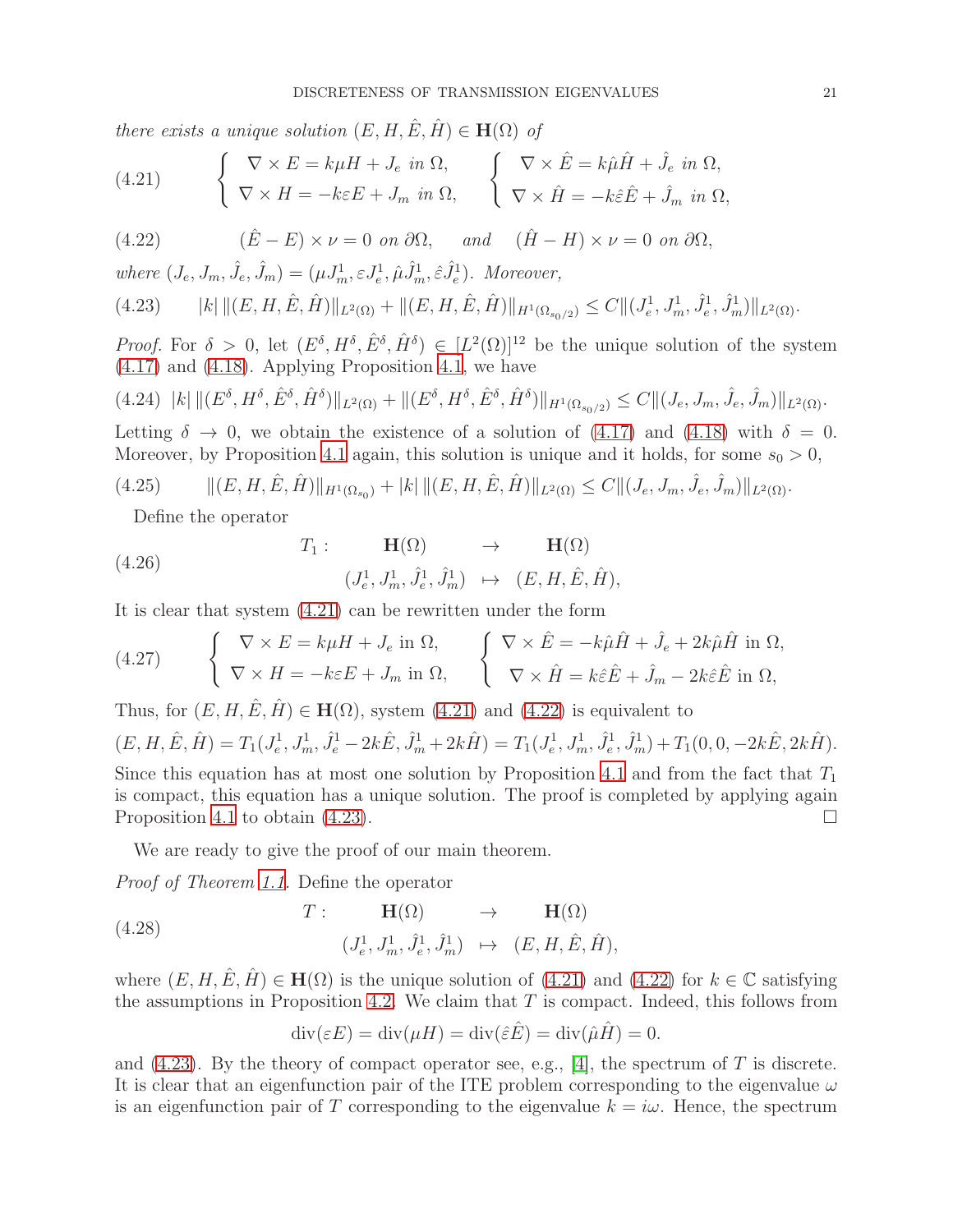*there exists a unique solution* $(E, H, \hat{E}, \hat{H}) \in \mathbf{H}(\Omega)$ *of*

$$
\left\{ \begin{array}{l} \nabla \times E = k\mu H + J_e \text{ in } \Omega, \\ \nabla \times H = -k\varepsilon E + J_m \text{ in } \Omega, \end{array} \right. \qquad \left\{ \begin{array}{l} \nabla \times \hat{E} = k\hat{\mu}\hat{H} + \hat{J}_e \text{ in } \Omega, \\ \nabla \times \hat{H} = -k\hat{\varepsilon}\hat{E} + \hat{J}_m \text{ in } \Omega, \end{array} \right. \tag{4.21}
$$

$$
(\hat{E} - E) \times \nu = 0 \text{ on } \partial\Omega, \quad \text{and} \quad (\hat{H} - H) \times \nu = 0 \text{ on } \partial\Omega, \tag{4.22}
$$

*where* $(J_e, J_m, \hat{J}_e, \hat{J}_m) = (\mu J_m^1, \varepsilon J_e^1, \hat{\mu}\hat{J}_m^1, \hat{\varepsilon}\hat{J}_e^1)$. *Moreover,*

$$
|k| \, \|(E, H, \hat{E}, \hat{H})\|_{L^2(\Omega)} + \|(E, H, \hat{E}, \hat{H})\|_{H^1(\Omega_{s_0/2})} \le C\|(J_e^1, J_m^1, \hat{J}_e^1, \hat{J}_m^1)\|_{L^2(\Omega)}. \tag{4.23}
$$

*Proof.* For $\delta > 0$, let $(E^\delta, H^\delta, \hat{E}^\delta, \hat{H}^\delta) \in [L^2(\Omega)]^{12}$ be the unique solution of the system (4.17) and (4.18). Applying Proposition 4.1, we have

$$
|k| \, \|(E^\delta, H^\delta, \hat{E}^\delta, \hat{H}^\delta)\|_{L^2(\Omega)} + \|(E^\delta, H^\delta, \hat{E}^\delta, \hat{H}^\delta)\|_{H^1(\Omega_{s_0/2})} \le C\|(J_e, J_m, \hat{J}_e, \hat{J}_m)\|_{L^2(\Omega)}. \tag{4.24}
$$

Letting $\delta \to 0$, we obtain the existence of a solution of (4.17) and (4.18) with $\delta = 0$. Moreover, by Proposition 4.1 again, this solution is unique and it holds, for some $s_0 > 0$,

$$
\|(E, H, \hat{E}, \hat{H})\|_{H^1(\Omega_{s_0})} + |k| \, \|(E, H, \hat{E}, \hat{H})\|_{L^2(\Omega)} \le C\|(J_e, J_m, \hat{J}_e, \hat{J}_m)\|_{L^2(\Omega)}. \tag{4.25}
$$

Define the operator

$$
\begin{array}{rccc} T_1: & \mathbf{H}(\Omega) & \to & \mathbf{H}(\Omega) \\ & (J_e^1, J_m^1, \hat{J}_e^1, \hat{J}_m^1) & \mapsto & (E, H, \hat{E}, \hat{H}), \end{array} \tag{4.26}
$$

It is clear that system (4.21) can be rewritten under the form

$$
\left\{ \begin{array}{l} \nabla \times E = k\mu H + J_e \text{ in } \Omega, \\ \nabla \times H = -k\varepsilon E + J_m \text{ in } \Omega, \end{array} \right. \qquad \left\{ \begin{array}{l} \nabla \times \hat{E} = -k\hat{\mu}\hat{H} + \hat{J}_e + 2k\hat{\mu}\hat{H} \text{ in } \Omega, \\ \nabla \times \hat{H} = k\hat{\varepsilon}\hat{E} + \hat{J}_m - 2k\hat{\varepsilon}\hat{E} \text{ in } \Omega, \end{array} \right. \tag{4.27}
$$

Thus, for $(E, H, \hat{E}, \hat{H}) \in \mathbf{H}(\Omega)$, system (4.21) and (4.22) is equivalent to

$$
(E, H, \hat{E}, \hat{H}) = T_1(J_e^1, J_m^1, \hat{J}_e^1 - 2k\hat{E}, \hat{J}_m^1 + 2k\hat{H}) = T_1(J_e^1, J_m^1, \hat{J}_e^1, \hat{J}_m^1) + T_1(0, 0, -2k\hat{E}, 2k\hat{H}).
$$

Since this equation has at most one solution by Proposition 4.1 and from the fact that $T_1$ is compact, this equation has a unique solution. The proof is completed by applying again Proposition 4.1 to obtain (4.23). $\square$

We are ready to give the proof of our main theorem.

*Proof of Theorem 1.1.* Define the operator

$$
\begin{array}{rccc} T: & \mathbf{H}(\Omega) & \to & \mathbf{H}(\Omega) \\ & (J_e^1, J_m^1, \hat{J}_e^1, \hat{J}_m^1) & \mapsto & (E, H, \hat{E}, \hat{H}), \end{array} \tag{4.28}
$$

where $(E, H, \hat{E}, \hat{H}) \in \mathbf{H}(\Omega)$ is the unique solution of (4.21) and (4.22) for $k \in \mathbb{C}$ satisfying the assumptions in Proposition 4.2. We claim that $T$ is compact. Indeed, this follows from

$$
\operatorname{div}(\varepsilon E) = \operatorname{div}(\mu H) = \operatorname{div}(\hat{\varepsilon}\hat{E}) = \operatorname{div}(\hat{\mu}\hat{H}) = 0.
$$

and (4.23). By the theory of compact operator see, e.g., [4], the spectrum of $T$ is discrete. It is clear that an eigenfunction pair of the ITE problem corresponding to the eigenvalue $\omega$ is an eigenfunction pair of $T$ corresponding to the eigenvalue $k = i\omega$. Hence, the spectrum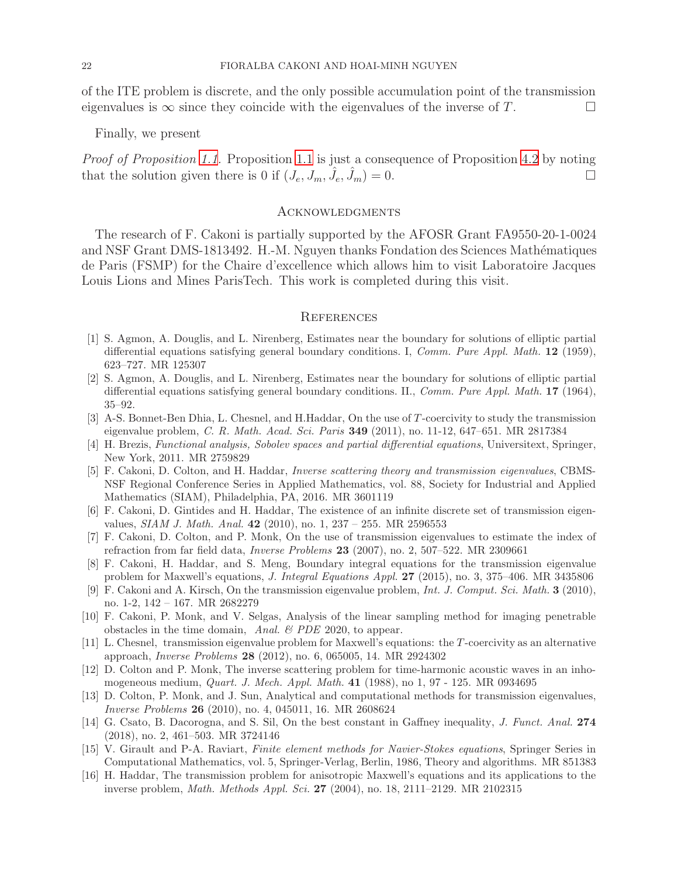of the ITE problem is discrete, and the only possible accumulation point of the transmission eigenvalues is $\infty$ since they coincide with the eigenvalues of the inverse of $T$. □

Finally, we present

*Proof of Proposition 1.1.* Proposition 1.1 is just a consequence of Proposition 4.2 by noting that the solution given there is 0 if $(J_e, J_m, \hat{J}_e, \hat{J}_m) = 0$. □

## Acknowledgments

The research of F. Cakoni is partially supported by the AFOSR Grant FA9550-20-1-0024 and NSF Grant DMS-1813492. H.-M. Nguyen thanks Fondation des Sciences Mathématiques de Paris (FSMP) for the Chaire d'excellence which allows him to visit Laboratoire Jacques Louis Lions and Mines ParisTech. This work is completed during this visit.

## References

[1] S. Agmon, A. Douglis, and L. Nirenberg, Estimates near the boundary for solutions of elliptic partial differential equations satisfying general boundary conditions. I, *Comm. Pure Appl. Math.* **12** (1959), 623–727. MR 125307

[2] S. Agmon, A. Douglis, and L. Nirenberg, Estimates near the boundary for solutions of elliptic partial differential equations satisfying general boundary conditions. II., *Comm. Pure Appl. Math.* **17** (1964), 35–92.

[3] A-S. Bonnet-Ben Dhia, L. Chesnel, and H.Haddar, On the use of $T$-coercivity to study the transmission eigenvalue problem, *C. R. Math. Acad. Sci. Paris* **349** (2011), no. 11-12, 647–651. MR 2817384

[4] H. Brezis, *Functional analysis, Sobolev spaces and partial differential equations*, Universitext, Springer, New York, 2011. MR 2759829

[5] F. Cakoni, D. Colton, and H. Haddar, *Inverse scattering theory and transmission eigenvalues*, CBMS-NSF Regional Conference Series in Applied Mathematics, vol. 88, Society for Industrial and Applied Mathematics (SIAM), Philadelphia, PA, 2016. MR 3601119

[6] F. Cakoni, D. Gintides and H. Haddar, The existence of an infinite discrete set of transmission eigenvalues, *SIAM J. Math. Anal.* **42** (2010), no. 1, 237 – 255. MR 2596553

[7] F. Cakoni, D. Colton, and P. Monk, On the use of transmission eigenvalues to estimate the index of refraction from far field data, *Inverse Problems* **23** (2007), no. 2, 507–522. MR 2309661

[8] F. Cakoni, H. Haddar, and S. Meng, Boundary integral equations for the transmission eigenvalue problem for Maxwell's equations, *J. Integral Equations Appl.* **27** (2015), no. 3, 375–406. MR 3435806

[9] F. Cakoni and A. Kirsch, On the transmission eigenvalue problem, *Int. J. Comput. Sci. Math.* **3** (2010), no. 1-2, 142 – 167. MR 2682279

[10] F. Cakoni, P. Monk, and V. Selgas, Analysis of the linear sampling method for imaging penetrable obstacles in the time domain, *Anal. & PDE* 2020, to appear.

[11] L. Chesnel, transmission eigenvalue problem for Maxwell's equations: the $T$-coercivity as an alternative approach, *Inverse Problems* **28** (2012), no. 6, 065005, 14. MR 2924302

[12] D. Colton and P. Monk, The inverse scattering problem for time-harmonic acoustic waves in an inhomogeneous medium, *Quart. J. Mech. Appl. Math.* **41** (1988), no 1, 97 - 125. MR 0934695

[13] D. Colton, P. Monk, and J. Sun, Analytical and computational methods for transmission eigenvalues, *Inverse Problems* **26** (2010), no. 4, 045011, 16. MR 2608624

[14] G. Csato, B. Dacorogna, and S. Sil, On the best constant in Gaffney inequality, *J. Funct. Anal.* **274** (2018), no. 2, 461–503. MR 3724146

[15] V. Girault and P-A. Raviart, *Finite element methods for Navier-Stokes equations*, Springer Series in Computational Mathematics, vol. 5, Springer-Verlag, Berlin, 1986, Theory and algorithms. MR 851383

[16] H. Haddar, The transmission problem for anisotropic Maxwell's equations and its applications to the inverse problem, *Math. Methods Appl. Sci.* **27** (2004), no. 18, 2111–2129. MR 2102315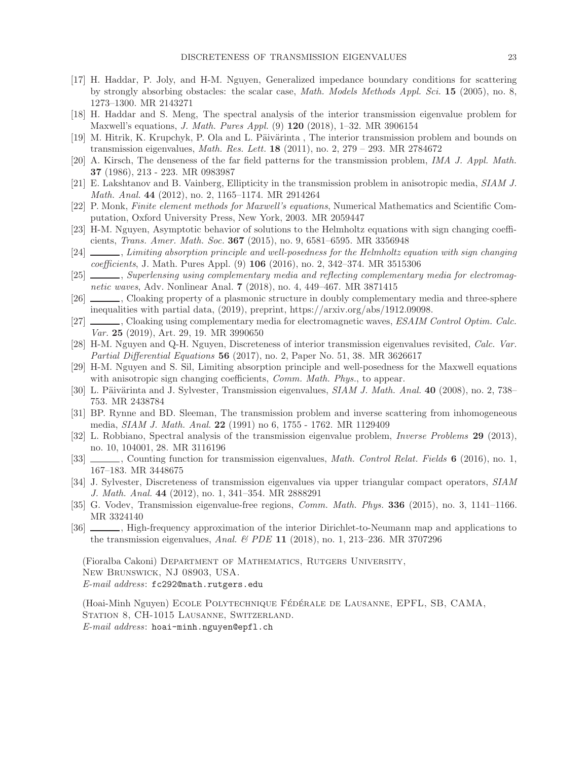[17] H. Haddar, P. Joly, and H-M. Nguyen, Generalized impedance boundary conditions for scattering by strongly absorbing obstacles: the scalar case, *Math. Models Methods Appl. Sci.* **15** (2005), no. 8, 1273–1300. MR 2143271

[18] H. Haddar and S. Meng, The spectral analysis of the interior transmission eigenvalue problem for Maxwell's equations, *J. Math. Pures Appl.* (9) **120** (2018), 1–32. MR 3906154

[19] M. Hitrik, K. Krupchyk, P. Ola and L. Päivärinta , The interior transmission problem and bounds on transmission eigenvalues, *Math. Res. Lett.* **18** (2011), no. 2, 279 – 293. MR 2784672

[20] A. Kirsch, The denseness of the far field patterns for the transmission problem, *IMA J. Appl. Math.* **37** (1986), 213 - 223. MR 0983987

[21] E. Lakshtanov and B. Vainberg, Ellipticity in the transmission problem in anisotropic media, *SIAM J. Math. Anal.* **44** (2012), no. 2, 1165–1174. MR 2914264

[22] P. Monk, *Finite element methods for Maxwell's equations*, Numerical Mathematics and Scientific Computation, Oxford University Press, New York, 2003. MR 2059447

[23] H-M. Nguyen, Asymptotic behavior of solutions to the Helmholtz equations with sign changing coefficients, *Trans. Amer. Math. Soc.* **367** (2015), no. 9, 6581–6595. MR 3356948

[24] ______, *Limiting absorption principle and well-posedness for the Helmholtz equation with sign changing coefficients*, J. Math. Pures Appl. (9) **106** (2016), no. 2, 342–374. MR 3515306

[25] ______, *Superlensing using complementary media and reflecting complementary media for electromagnetic waves*, Adv. Nonlinear Anal. **7** (2018), no. 4, 449–467. MR 3871415

[26] ______, Cloaking property of a plasmonic structure in doubly complementary media and three-sphere inequalities with partial data, (2019), preprint, https://arxiv.org/abs/1912.09098.

[27] ______, Cloaking using complementary media for electromagnetic waves, *ESAIM Control Optim. Calc. Var.* **25** (2019), Art. 29, 19. MR 3990650

[28] H-M. Nguyen and Q-H. Nguyen, Discreteness of interior transmission eigenvalues revisited, *Calc. Var. Partial Differential Equations* **56** (2017), no. 2, Paper No. 51, 38. MR 3626617

[29] H-M. Nguyen and S. Sil, Limiting absorption principle and well-posedness for the Maxwell equations with anisotropic sign changing coefficients, *Comm. Math. Phys.*, to appear.

[30] L. Päivärinta and J. Sylvester, Transmission eigenvalues, *SIAM J. Math. Anal.* **40** (2008), no. 2, 738–753. MR 2438784

[31] BP. Rynne and BD. Sleeman, The transmission problem and inverse scattering from inhomogeneous media, *SIAM J. Math. Anal.* **22** (1991) no 6, 1755 - 1762. MR 1129409

[32] L. Robbiano, Spectral analysis of the transmission eigenvalue problem, *Inverse Problems* **29** (2013), no. 10, 104001, 28. MR 3116196

[33] ______, Counting function for transmission eigenvalues, *Math. Control Relat. Fields* **6** (2016), no. 1, 167–183. MR 3448675

[34] J. Sylvester, Discreteness of transmission eigenvalues via upper triangular compact operators, *SIAM J. Math. Anal.* **44** (2012), no. 1, 341–354. MR 2888291

[35] G. Vodev, Transmission eigenvalue-free regions, *Comm. Math. Phys.* **336** (2015), no. 3, 1141–1166. MR 3324140

[36] ______, High-frequency approximation of the interior Dirichlet-to-Neumann map and applications to the transmission eigenvalues, *Anal. & PDE* **11** (2018), no. 1, 213–236. MR 3707296

(Fioralba Cakoni) Department of Mathematics, Rutgers University,
New Brunswick, NJ 08903, USA.
*E-mail address*: fc292@math.rutgers.edu

(Hoai-Minh Nguyen) Ecole Polytechnique Fédérale de Lausanne, EPFL, SB, CAMA,
Station 8, CH-1015 Lausanne, Switzerland.
*E-mail address*: hoai-minh.nguyen@epfl.ch